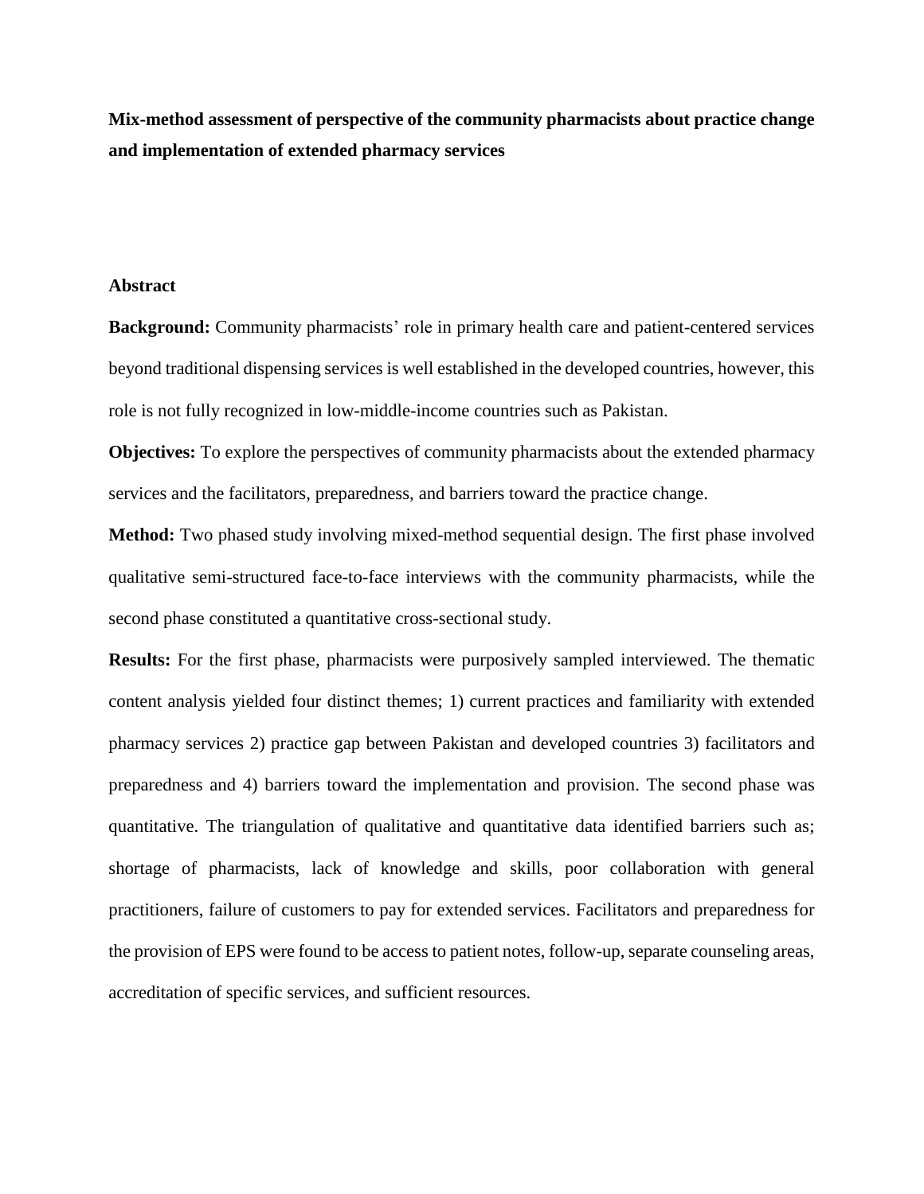**Mix-method assessment of perspective of the community pharmacists about practice change and implementation of extended pharmacy services**

## Abstract

**Background:** Community pharmacists' role in primary health care and patient-centered services beyond traditional dispensing services is well established in the developed countries, however, this role is not fully recognized in low-middle-income countries such as Pakistan.

**Objectives:** To explore the perspectives of community pharmacists about the extended pharmacy services and the facilitators, preparedness, and barriers toward the practice change.

**Method:** Two phased study involving mixed-method sequential design. The first phase involved qualitative semi-structured face-to-face interviews with the community pharmacists, while the second phase constituted a quantitative cross-sectional study.

**Results:** For the first phase, pharmacists were purposively sampled interviewed. The thematic content analysis yielded four distinct themes; 1) current practices and familiarity with extended pharmacy services 2) practice gap between Pakistan and developed countries 3) facilitators and preparedness and 4) barriers toward the implementation and provision. The second phase was quantitative. The triangulation of qualitative and quantitative data identified barriers such as; shortage of pharmacists, lack of knowledge and skills, poor collaboration with general practitioners, failure of customers to pay for extended services. Facilitators and preparedness for the provision of EPS were found to be access to patient notes, follow-up, separate counseling areas, accreditation of specific services, and sufficient resources.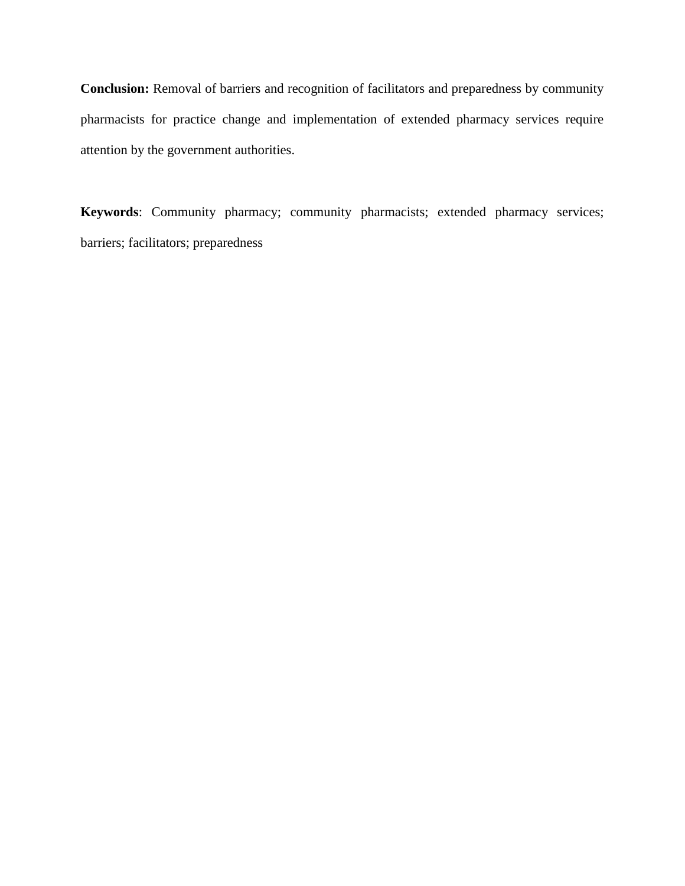**Conclusion:** Removal of barriers and recognition of facilitators and preparedness by community pharmacists for practice change and implementation of extended pharmacy services require attention by the government authorities.

**Keywords**: Community pharmacy; community pharmacists; extended pharmacy services; barriers; facilitators; preparedness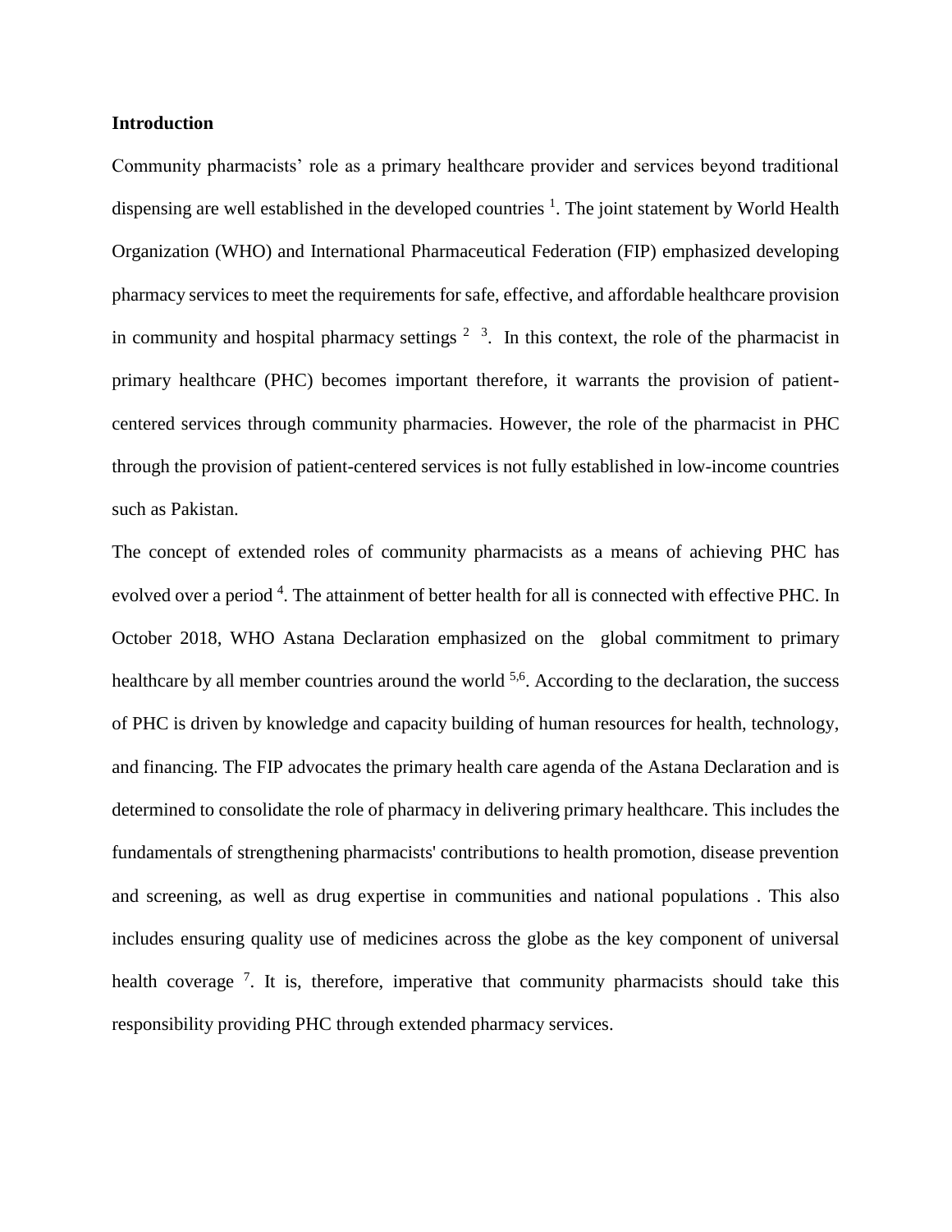**Introduction**

Community pharmacists' role as a primary healthcare provider and services beyond traditional dispensing are well established in the developed countries [1]. The joint statement by World Health Organization (WHO) and International Pharmaceutical Federation (FIP) emphasized developing pharmacy services to meet the requirements for safe, effective, and affordable healthcare provision in community and hospital pharmacy settings [2] [3]. In this context, the role of the pharmacist in primary healthcare (PHC) becomes important therefore, it warrants the provision of patient-centered services through community pharmacies. However, the role of the pharmacist in PHC through the provision of patient-centered services is not fully established in low-income countries such as Pakistan.

The concept of extended roles of community pharmacists as a means of achieving PHC has evolved over a period [4]. The attainment of better health for all is connected with effective PHC. In October 2018, WHO Astana Declaration emphasized on the global commitment to primary healthcare by all member countries around the world [5,6]. According to the declaration, the success of PHC is driven by knowledge and capacity building of human resources for health, technology, and financing. The FIP advocates the primary health care agenda of the Astana Declaration and is determined to consolidate the role of pharmacy in delivering primary healthcare. This includes the fundamentals of strengthening pharmacists' contributions to health promotion, disease prevention and screening, as well as drug expertise in communities and national populations . This also includes ensuring quality use of medicines across the globe as the key component of universal health coverage [7]. It is, therefore, imperative that community pharmacists should take this responsibility providing PHC through extended pharmacy services.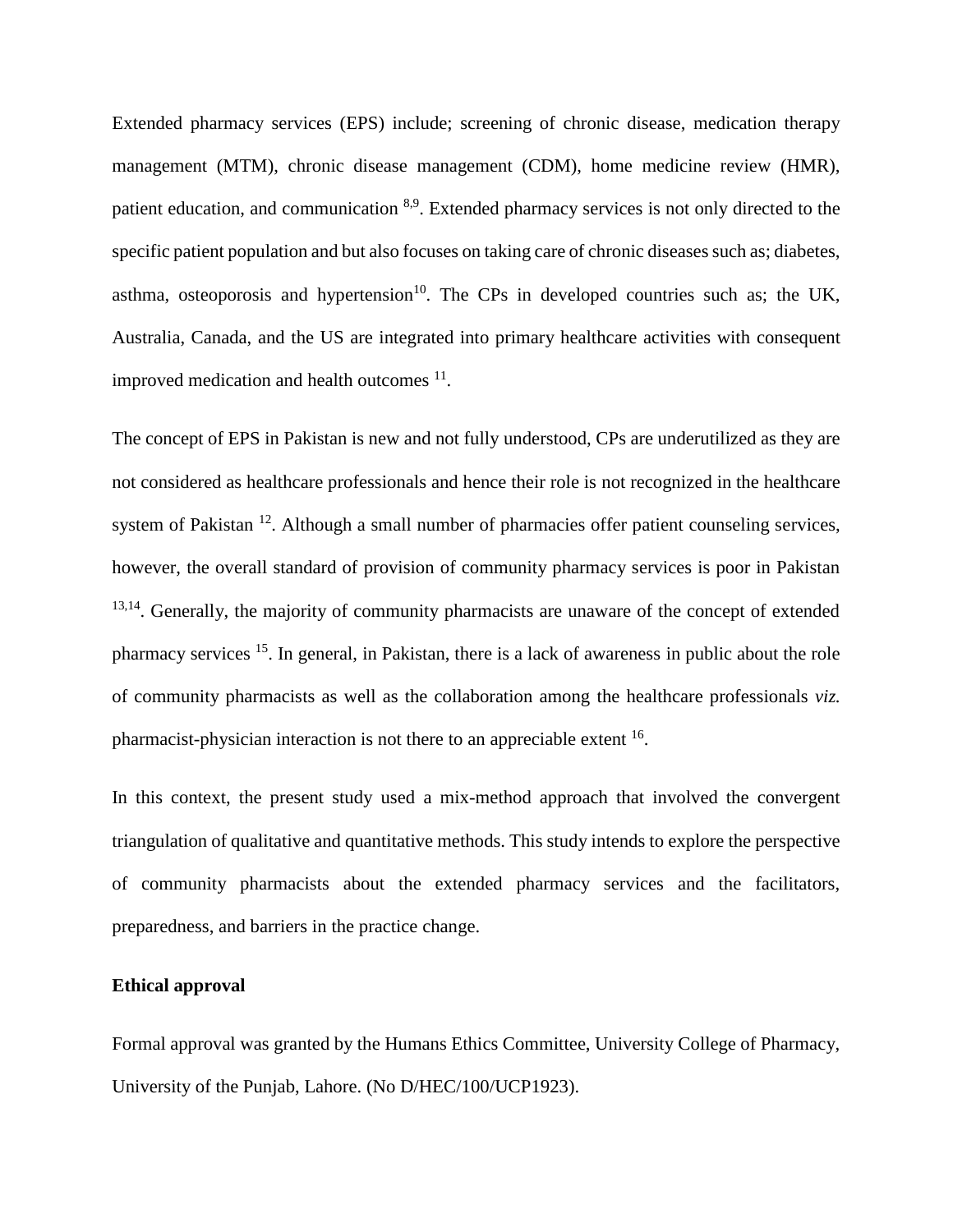Extended pharmacy services (EPS) include; screening of chronic disease, medication therapy management (MTM), chronic disease management (CDM), home medicine review (HMR), patient education, and communication [8,9]. Extended pharmacy services is not only directed to the specific patient population and but also focuses on taking care of chronic diseases such as; diabetes, asthma, osteoporosis and hypertension[10]. The CPs in developed countries such as; the UK, Australia, Canada, and the US are integrated into primary healthcare activities with consequent improved medication and health outcomes [11].

The concept of EPS in Pakistan is new and not fully understood, CPs are underutilized as they are not considered as healthcare professionals and hence their role is not recognized in the healthcare system of Pakistan [12]. Although a small number of pharmacies offer patient counseling services, however, the overall standard of provision of community pharmacy services is poor in Pakistan [13,14]. Generally, the majority of community pharmacists are unaware of the concept of extended pharmacy services [15]. In general, in Pakistan, there is a lack of awareness in public about the role of community pharmacists as well as the collaboration among the healthcare professionals *viz.* pharmacist-physician interaction is not there to an appreciable extent [16].

In this context, the present study used a mix-method approach that involved the convergent triangulation of qualitative and quantitative methods. This study intends to explore the perspective of community pharmacists about the extended pharmacy services and the facilitators, preparedness, and barriers in the practice change.

**Ethical approval**

Formal approval was granted by the Humans Ethics Committee, University College of Pharmacy, University of the Punjab, Lahore. (No D/HEC/100/UCP1923).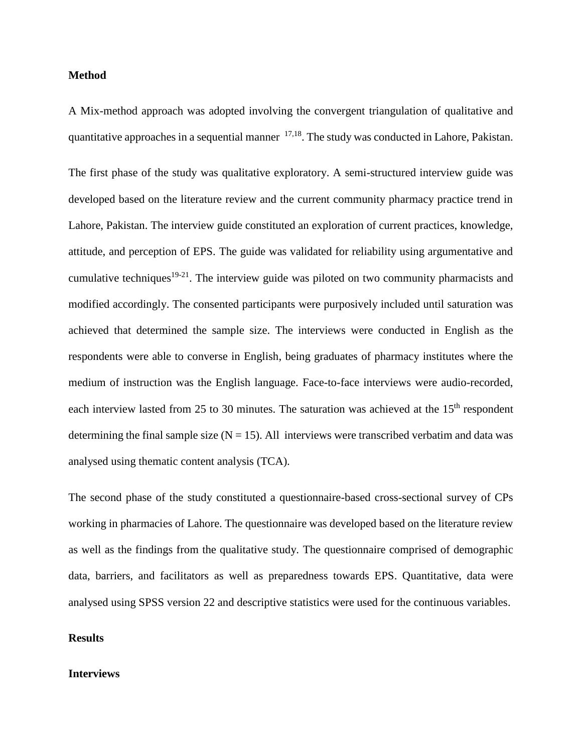## Method

A Mix-method approach was adopted involving the convergent triangulation of qualitative and quantitative approaches in a sequential manner [17,18]. The study was conducted in Lahore, Pakistan.

The first phase of the study was qualitative exploratory. A semi-structured interview guide was developed based on the literature review and the current community pharmacy practice trend in Lahore, Pakistan. The interview guide constituted an exploration of current practices, knowledge, attitude, and perception of EPS. The guide was validated for reliability using argumentative and cumulative techniques[19-21]. The interview guide was piloted on two community pharmacists and modified accordingly. The consented participants were purposively included until saturation was achieved that determined the sample size. The interviews were conducted in English as the respondents were able to converse in English, being graduates of pharmacy institutes where the medium of instruction was the English language. Face-to-face interviews were audio-recorded, each interview lasted from 25 to 30 minutes. The saturation was achieved at the 15th respondent determining the final sample size (N = 15). All interviews were transcribed verbatim and data was analysed using thematic content analysis (TCA).

The second phase of the study constituted a questionnaire-based cross-sectional survey of CPs working in pharmacies of Lahore. The questionnaire was developed based on the literature review as well as the findings from the qualitative study. The questionnaire comprised of demographic data, barriers, and facilitators as well as preparedness towards EPS. Quantitative, data were analysed using SPSS version 22 and descriptive statistics were used for the continuous variables.

## Results

### Interviews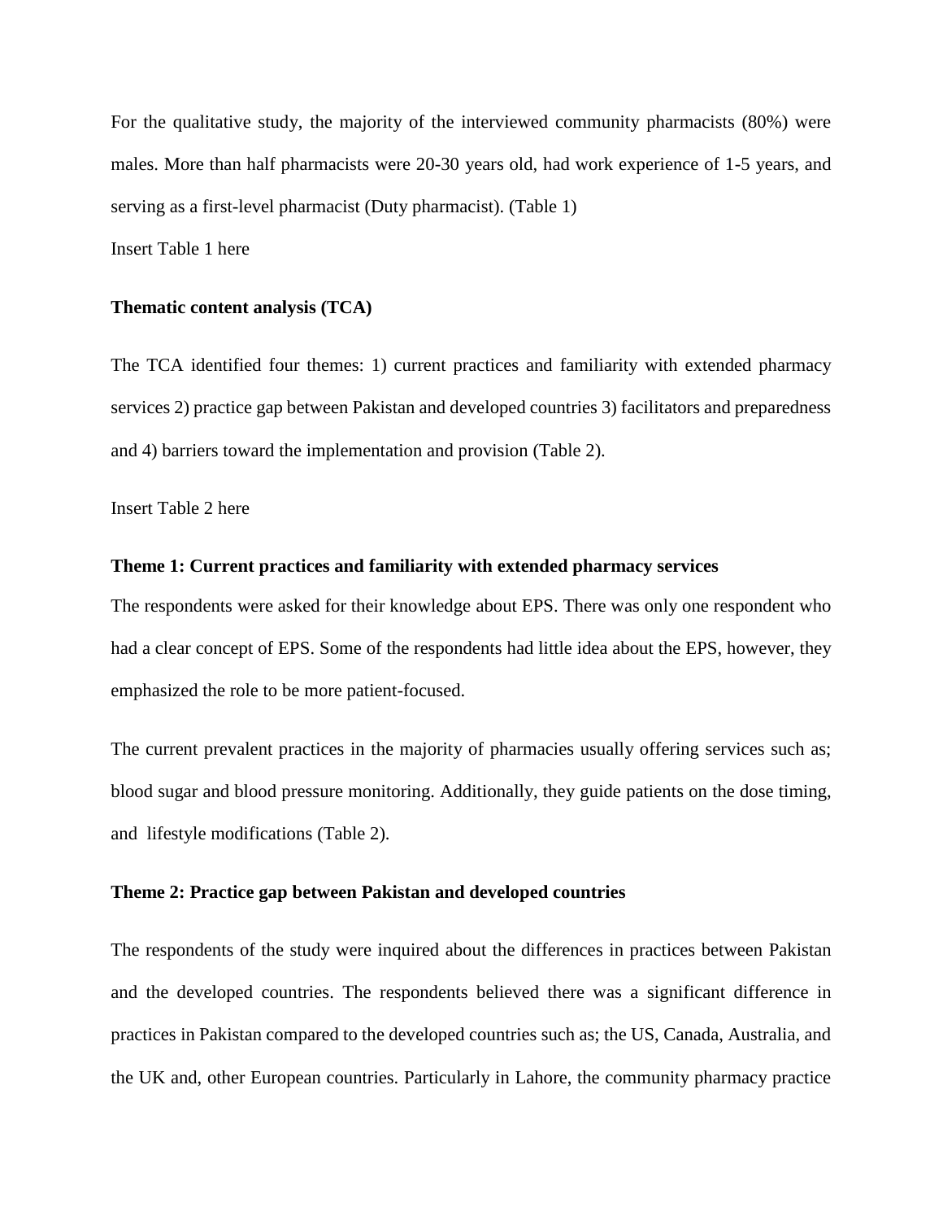For the qualitative study, the majority of the interviewed community pharmacists (80%) were males. More than half pharmacists were 20-30 years old, had work experience of 1-5 years, and serving as a first-level pharmacist (Duty pharmacist). (Table 1)

Insert Table 1 here

### Thematic content analysis (TCA)

The TCA identified four themes: 1) current practices and familiarity with extended pharmacy services 2) practice gap between Pakistan and developed countries 3) facilitators and preparedness and 4) barriers toward the implementation and provision (Table 2).

Insert Table 2 here

### Theme 1: Current practices and familiarity with extended pharmacy services

The respondents were asked for their knowledge about EPS. There was only one respondent who had a clear concept of EPS. Some of the respondents had little idea about the EPS, however, they emphasized the role to be more patient-focused.

The current prevalent practices in the majority of pharmacies usually offering services such as; blood sugar and blood pressure monitoring. Additionally, they guide patients on the dose timing, and lifestyle modifications (Table 2).

### Theme 2: Practice gap between Pakistan and developed countries

The respondents of the study were inquired about the differences in practices between Pakistan and the developed countries. The respondents believed there was a significant difference in practices in Pakistan compared to the developed countries such as; the US, Canada, Australia, and the UK and, other European countries. Particularly in Lahore, the community pharmacy practice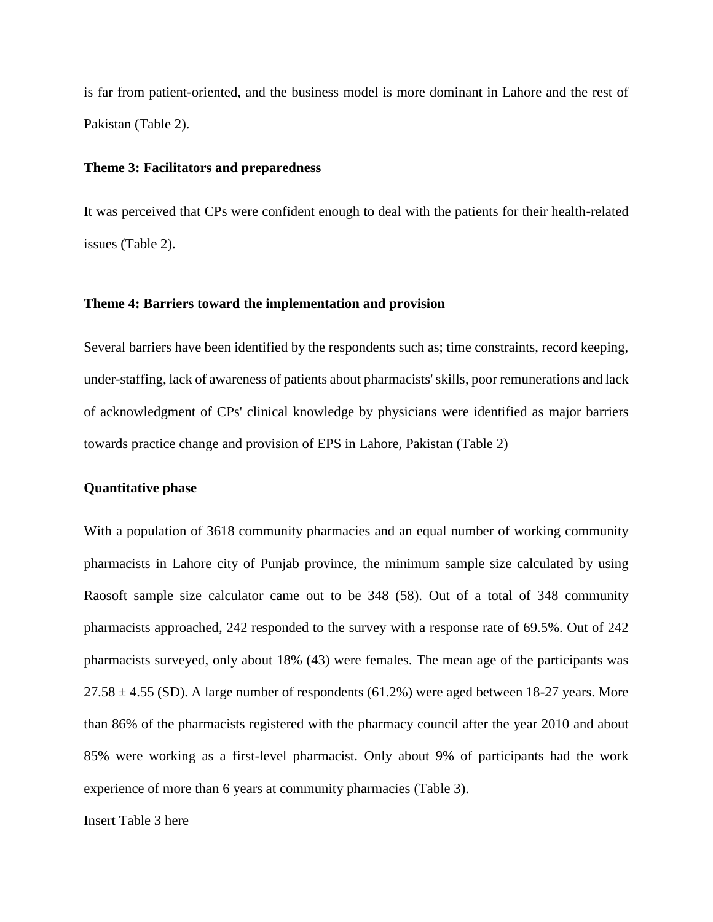is far from patient-oriented, and the business model is more dominant in Lahore and the rest of Pakistan (Table 2).

**Theme 3: Facilitators and preparedness**

It was perceived that CPs were confident enough to deal with the patients for their health-related issues (Table 2).

**Theme 4: Barriers toward the implementation and provision**

Several barriers have been identified by the respondents such as; time constraints, record keeping, under-staffing, lack of awareness of patients about pharmacists' skills, poor remunerations and lack of acknowledgment of CPs' clinical knowledge by physicians were identified as major barriers towards practice change and provision of EPS in Lahore, Pakistan (Table 2)

**Quantitative phase**

With a population of 3618 community pharmacies and an equal number of working community pharmacists in Lahore city of Punjab province, the minimum sample size calculated by using Raosoft sample size calculator came out to be 348 (58). Out of a total of 348 community pharmacists approached, 242 responded to the survey with a response rate of 69.5%. Out of 242 pharmacists surveyed, only about 18% (43) were females. The mean age of the participants was $27.58 \pm 4.55$ (SD). A large number of respondents (61.2%) were aged between 18-27 years. More than 86% of the pharmacists registered with the pharmacy council after the year 2010 and about 85% were working as a first-level pharmacist. Only about 9% of participants had the work experience of more than 6 years at community pharmacies (Table 3).

Insert Table 3 here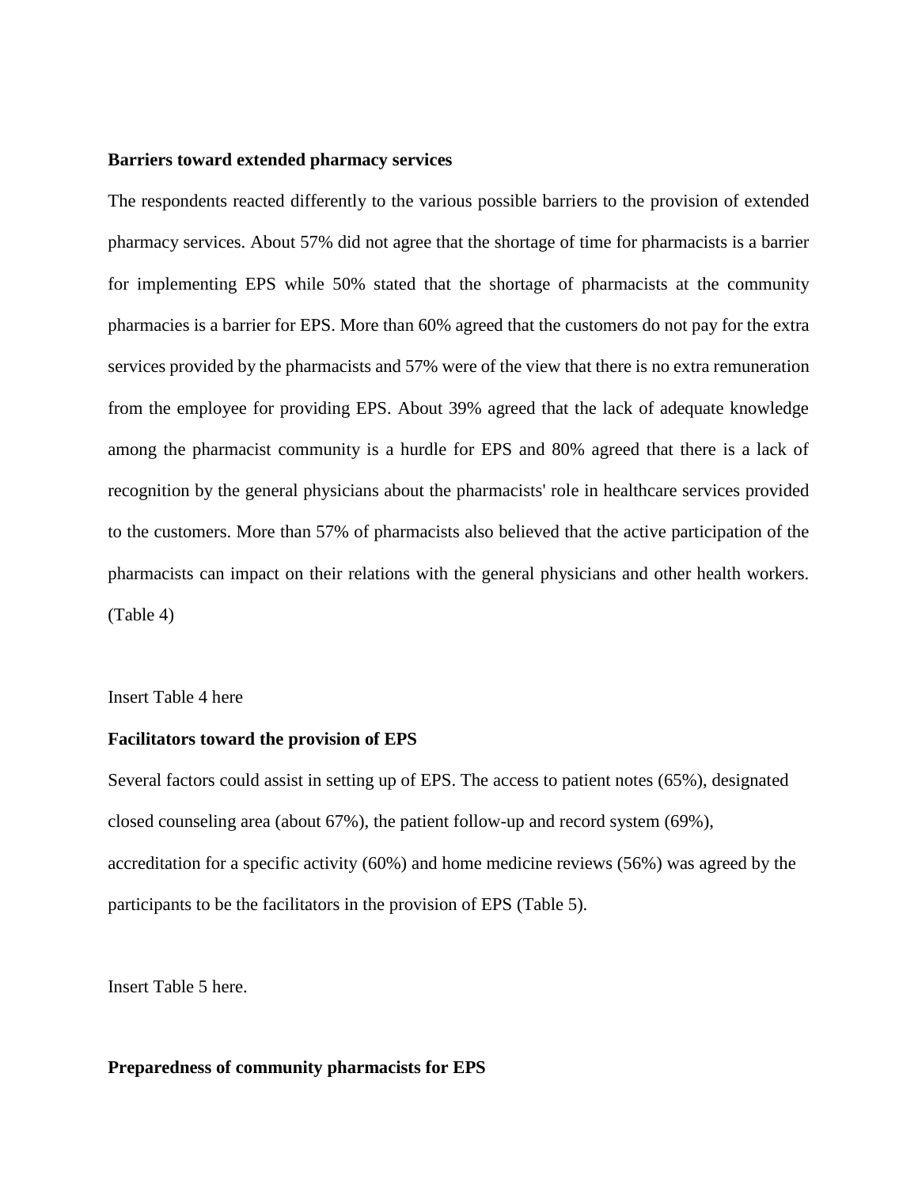**Barriers toward extended pharmacy services**

The respondents reacted differently to the various possible barriers to the provision of extended pharmacy services. About 57% did not agree that the shortage of time for pharmacists is a barrier for implementing EPS while 50% stated that the shortage of pharmacists at the community pharmacies is a barrier for EPS. More than 60% agreed that the customers do not pay for the extra services provided by the pharmacists and 57% were of the view that there is no extra remuneration from the employee for providing EPS. About 39% agreed that the lack of adequate knowledge among the pharmacist community is a hurdle for EPS and 80% agreed that there is a lack of recognition by the general physicians about the pharmacists' role in healthcare services provided to the customers. More than 57% of pharmacists also believed that the active participation of the pharmacists can impact on their relations with the general physicians and other health workers. (Table 4)

Insert Table 4 here

**Facilitators toward the provision of EPS**

Several factors could assist in setting up of EPS. The access to patient notes (65%), designated closed counseling area (about 67%), the patient follow-up and record system (69%), accreditation for a specific activity (60%) and home medicine reviews (56%) was agreed by the participants to be the facilitators in the provision of EPS (Table 5).

Insert Table 5 here.

**Preparedness of community pharmacists for EPS**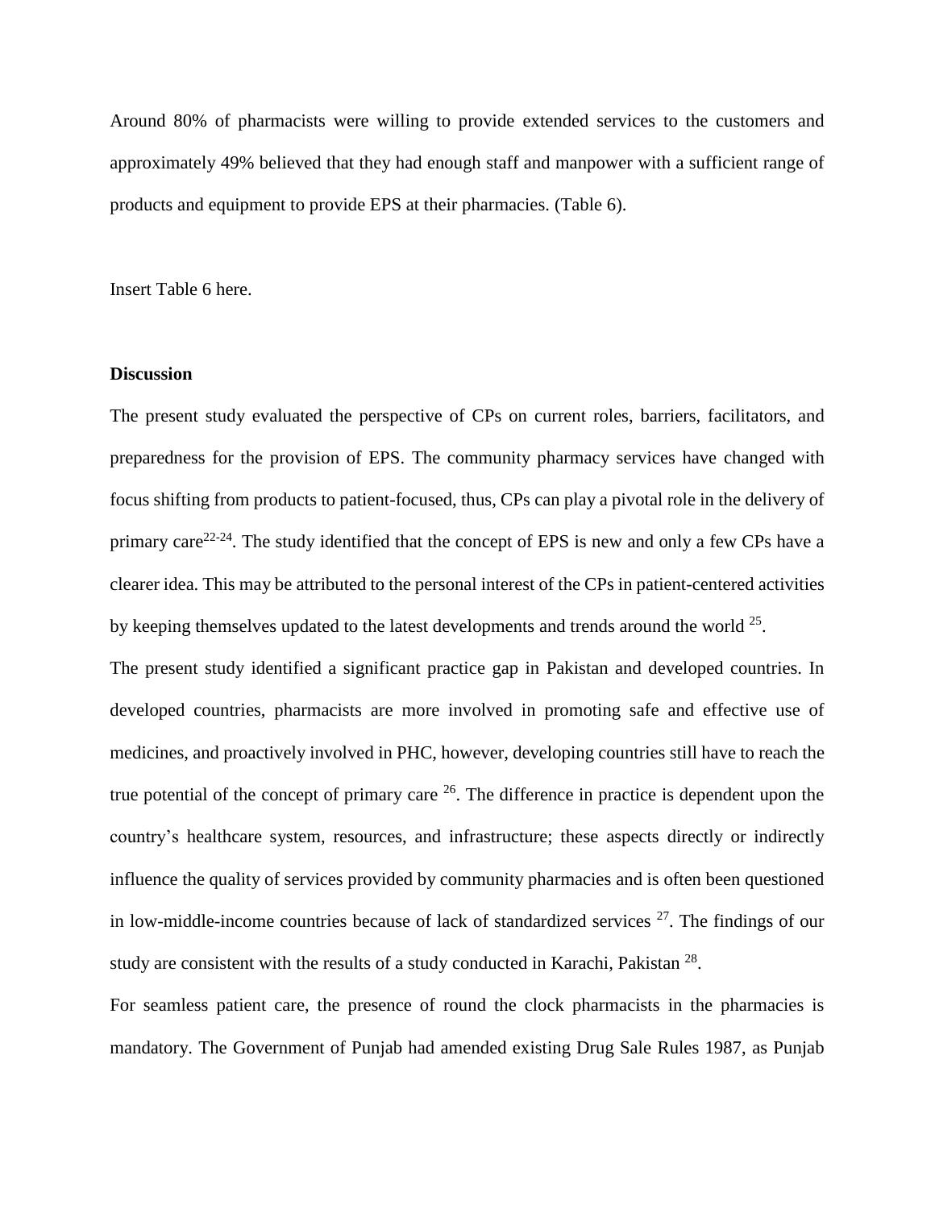Around 80% of pharmacists were willing to provide extended services to the customers and approximately 49% believed that they had enough staff and manpower with a sufficient range of products and equipment to provide EPS at their pharmacies. (Table 6).

Insert Table 6 here.

**Discussion**

The present study evaluated the perspective of CPs on current roles, barriers, facilitators, and preparedness for the provision of EPS. The community pharmacy services have changed with focus shifting from products to patient-focused, thus, CPs can play a pivotal role in the delivery of primary care[22-24]. The study identified that the concept of EPS is new and only a few CPs have a clearer idea. This may be attributed to the personal interest of the CPs in patient-centered activities by keeping themselves updated to the latest developments and trends around the world [25].

The present study identified a significant practice gap in Pakistan and developed countries. In developed countries, pharmacists are more involved in promoting safe and effective use of medicines, and proactively involved in PHC, however, developing countries still have to reach the true potential of the concept of primary care [26]. The difference in practice is dependent upon the country's healthcare system, resources, and infrastructure; these aspects directly or indirectly influence the quality of services provided by community pharmacies and is often been questioned in low-middle-income countries because of lack of standardized services [27]. The findings of our study are consistent with the results of a study conducted in Karachi, Pakistan [28].

For seamless patient care, the presence of round the clock pharmacists in the pharmacies is mandatory. The Government of Punjab had amended existing Drug Sale Rules 1987, as Punjab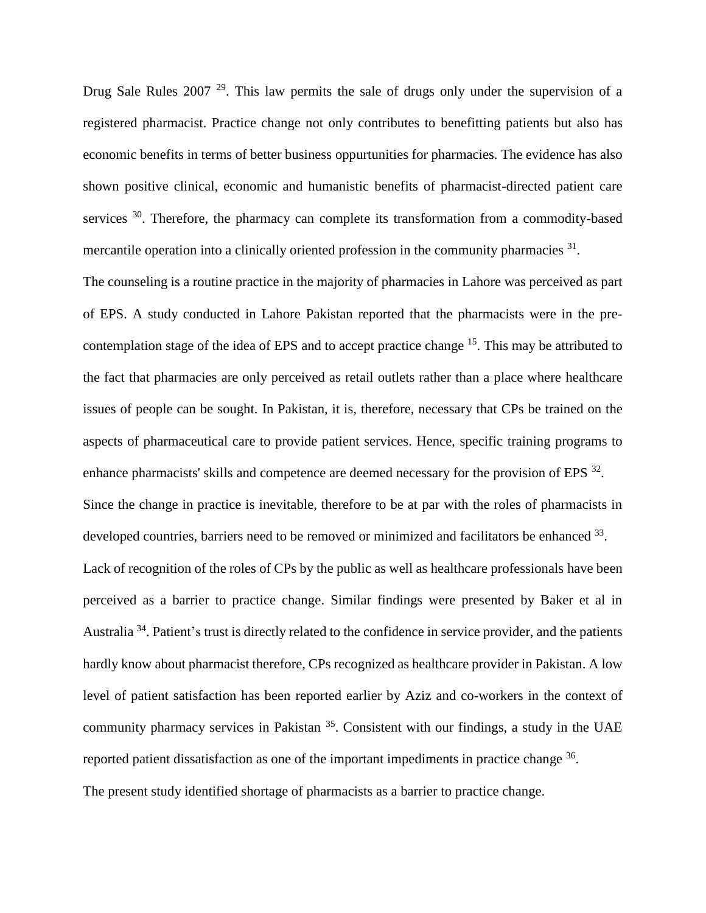Drug Sale Rules 2007 [29]. This law permits the sale of drugs only under the supervision of a registered pharmacist. Practice change not only contributes to benefitting patients but also has economic benefits in terms of better business oppurtunities for pharmacies. The evidence has also shown positive clinical, economic and humanistic benefits of pharmacist-directed patient care services [30]. Therefore, the pharmacy can complete its transformation from a commodity-based mercantile operation into a clinically oriented profession in the community pharmacies [31].

The counseling is a routine practice in the majority of pharmacies in Lahore was perceived as part of EPS. A study conducted in Lahore Pakistan reported that the pharmacists were in the pre-contemplation stage of the idea of EPS and to accept practice change [15]. This may be attributed to the fact that pharmacies are only perceived as retail outlets rather than a place where healthcare issues of people can be sought. In Pakistan, it is, therefore, necessary that CPs be trained on the aspects of pharmaceutical care to provide patient services. Hence, specific training programs to enhance pharmacists' skills and competence are deemed necessary for the provision of EPS [32].

Since the change in practice is inevitable, therefore to be at par with the roles of pharmacists in developed countries, barriers need to be removed or minimized and facilitators be enhanced [33].

Lack of recognition of the roles of CPs by the public as well as healthcare professionals have been perceived as a barrier to practice change. Similar findings were presented by Baker et al in Australia [34]. Patient's trust is directly related to the confidence in service provider, and the patients hardly know about pharmacist therefore, CPs recognized as healthcare provider in Pakistan. A low level of patient satisfaction has been reported earlier by Aziz and co-workers in the context of community pharmacy services in Pakistan [35]. Consistent with our findings, a study in the UAE reported patient dissatisfaction as one of the important impediments in practice change [36].

The present study identified shortage of pharmacists as a barrier to practice change.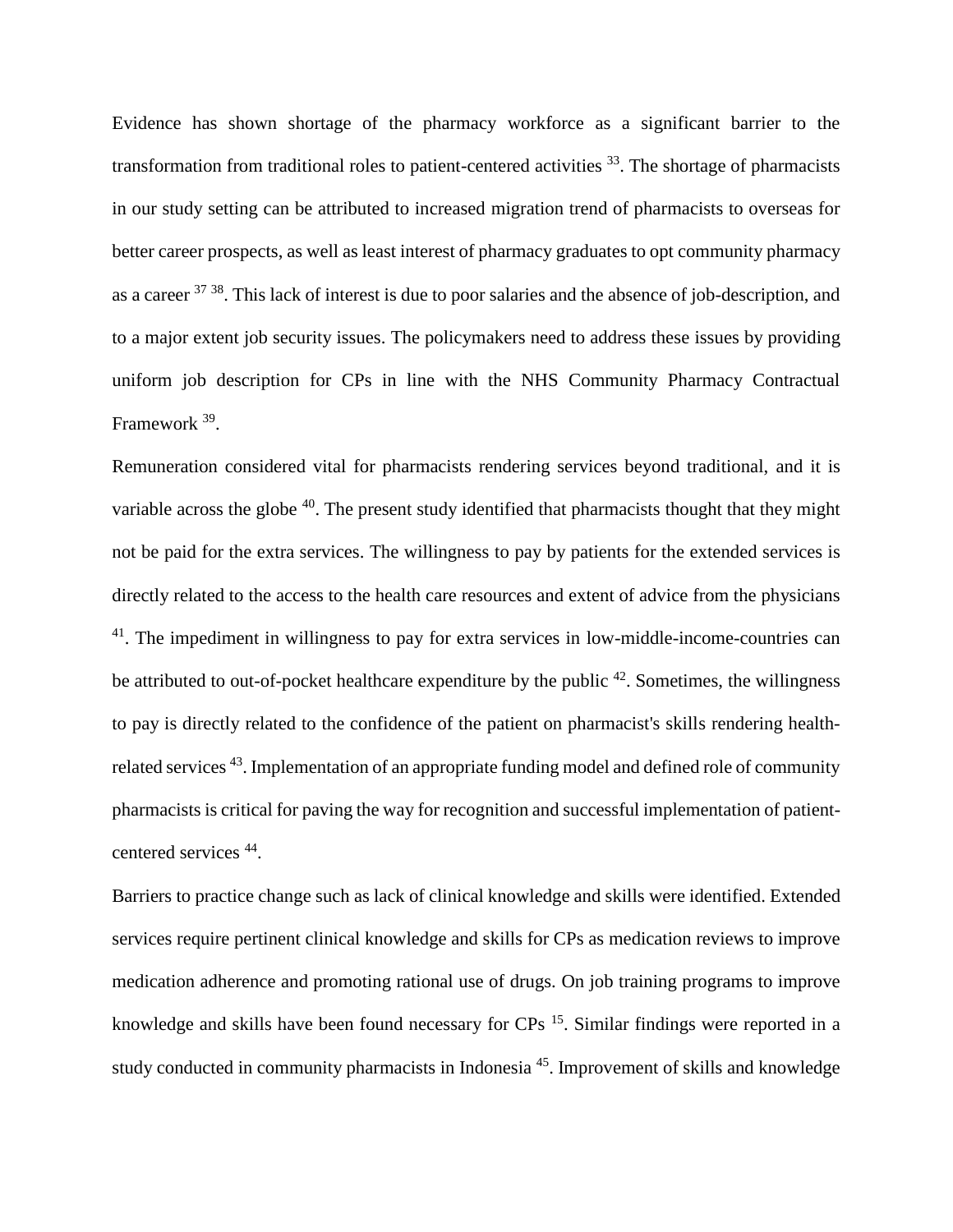Evidence has shown shortage of the pharmacy workforce as a significant barrier to the transformation from traditional roles to patient-centered activities [33]. The shortage of pharmacists in our study setting can be attributed to increased migration trend of pharmacists to overseas for better career prospects, as well as least interest of pharmacy graduates to opt community pharmacy as a career [37 38]. This lack of interest is due to poor salaries and the absence of job-description, and to a major extent job security issues. The policymakers need to address these issues by providing uniform job description for CPs in line with the NHS Community Pharmacy Contractual Framework [39].

Remuneration considered vital for pharmacists rendering services beyond traditional, and it is variable across the globe [40]. The present study identified that pharmacists thought that they might not be paid for the extra services. The willingness to pay by patients for the extended services is directly related to the access to the health care resources and extent of advice from the physicians [41]. The impediment in willingness to pay for extra services in low-middle-income-countries can be attributed to out-of-pocket healthcare expenditure by the public [42]. Sometimes, the willingness to pay is directly related to the confidence of the patient on pharmacist's skills rendering health-related services [43]. Implementation of an appropriate funding model and defined role of community pharmacists is critical for paving the way for recognition and successful implementation of patient-centered services [44].

Barriers to practice change such as lack of clinical knowledge and skills were identified. Extended services require pertinent clinical knowledge and skills for CPs as medication reviews to improve medication adherence and promoting rational use of drugs. On job training programs to improve knowledge and skills have been found necessary for CPs [15]. Similar findings were reported in a study conducted in community pharmacists in Indonesia [45]. Improvement of skills and knowledge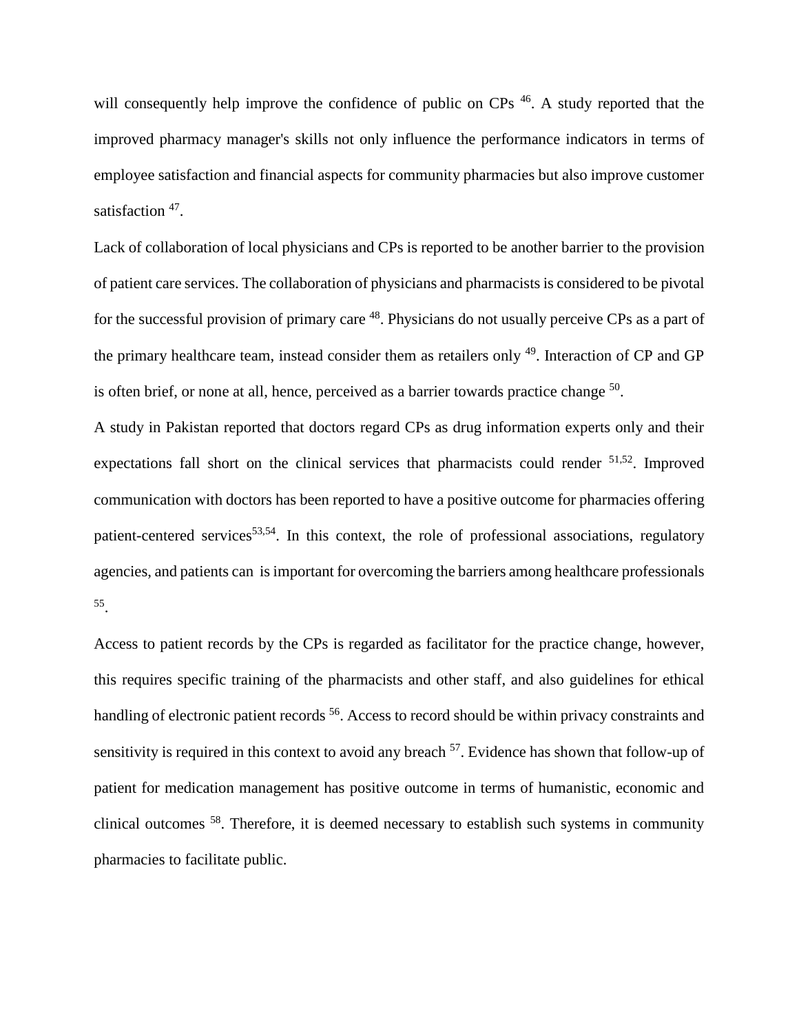will consequently help improve the confidence of public on CPs [46]. A study reported that the improved pharmacy manager's skills not only influence the performance indicators in terms of employee satisfaction and financial aspects for community pharmacies but also improve customer satisfaction [47].

Lack of collaboration of local physicians and CPs is reported to be another barrier to the provision of patient care services. The collaboration of physicians and pharmacists is considered to be pivotal for the successful provision of primary care [48]. Physicians do not usually perceive CPs as a part of the primary healthcare team, instead consider them as retailers only [49]. Interaction of CP and GP is often brief, or none at all, hence, perceived as a barrier towards practice change [50].

A study in Pakistan reported that doctors regard CPs as drug information experts only and their expectations fall short on the clinical services that pharmacists could render [51,52]. Improved communication with doctors has been reported to have a positive outcome for pharmacies offering patient-centered services[53,54]. In this context, the role of professional associations, regulatory agencies, and patients can is important for overcoming the barriers among healthcare professionals [55].

Access to patient records by the CPs is regarded as facilitator for the practice change, however, this requires specific training of the pharmacists and other staff, and also guidelines for ethical handling of electronic patient records [56]. Access to record should be within privacy constraints and sensitivity is required in this context to avoid any breach [57]. Evidence has shown that follow-up of patient for medication management has positive outcome in terms of humanistic, economic and clinical outcomes [58]. Therefore, it is deemed necessary to establish such systems in community pharmacies to facilitate public.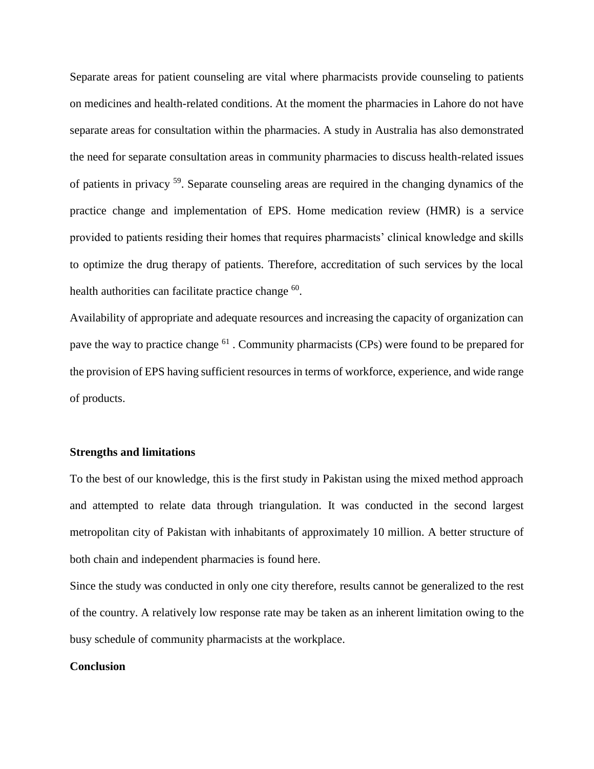Separate areas for patient counseling are vital where pharmacists provide counseling to patients on medicines and health-related conditions. At the moment the pharmacies in Lahore do not have separate areas for consultation within the pharmacies. A study in Australia has also demonstrated the need for separate consultation areas in community pharmacies to discuss health-related issues of patients in privacy [59]. Separate counseling areas are required in the changing dynamics of the practice change and implementation of EPS. Home medication review (HMR) is a service provided to patients residing their homes that requires pharmacists' clinical knowledge and skills to optimize the drug therapy of patients. Therefore, accreditation of such services by the local health authorities can facilitate practice change [60].

Availability of appropriate and adequate resources and increasing the capacity of organization can pave the way to practice change [61] . Community pharmacists (CPs) were found to be prepared for the provision of EPS having sufficient resources in terms of workforce, experience, and wide range of products.

**Strengths and limitations**

To the best of our knowledge, this is the first study in Pakistan using the mixed method approach and attempted to relate data through triangulation. It was conducted in the second largest metropolitan city of Pakistan with inhabitants of approximately 10 million. A better structure of both chain and independent pharmacies is found here.

Since the study was conducted in only one city therefore, results cannot be generalized to the rest of the country. A relatively low response rate may be taken as an inherent limitation owing to the busy schedule of community pharmacists at the workplace.

**Conclusion**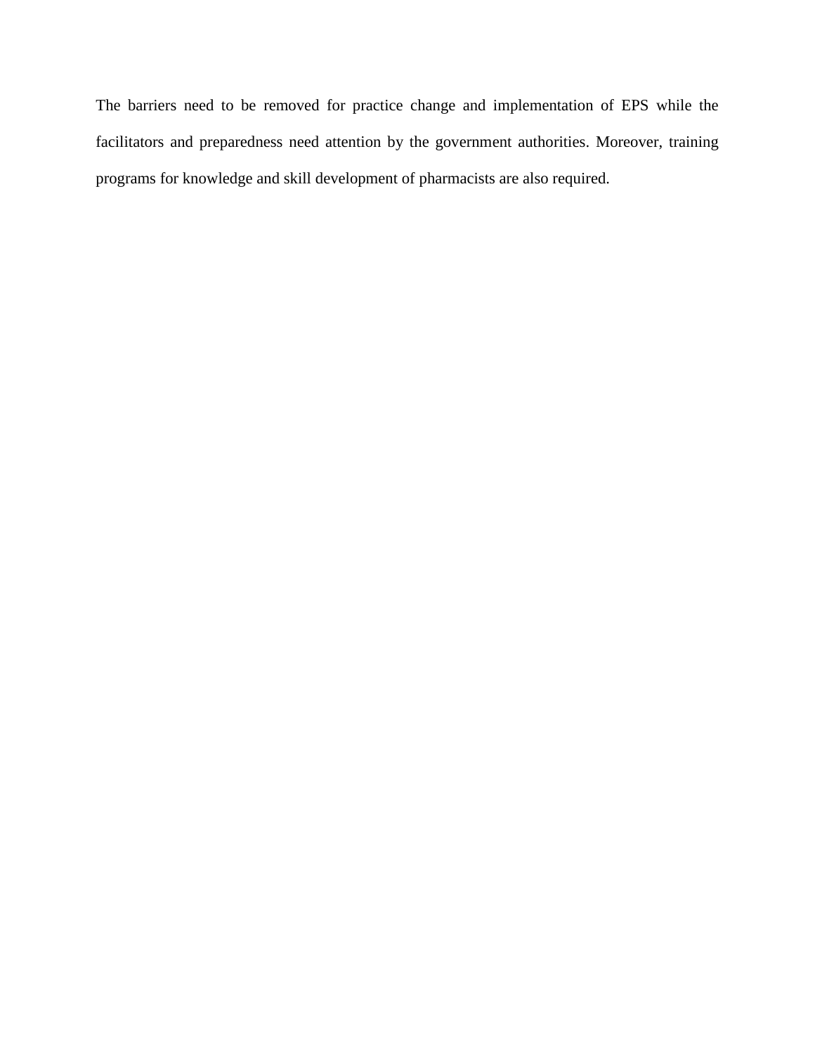The barriers need to be removed for practice change and implementation of EPS while the facilitators and preparedness need attention by the government authorities. Moreover, training programs for knowledge and skill development of pharmacists are also required.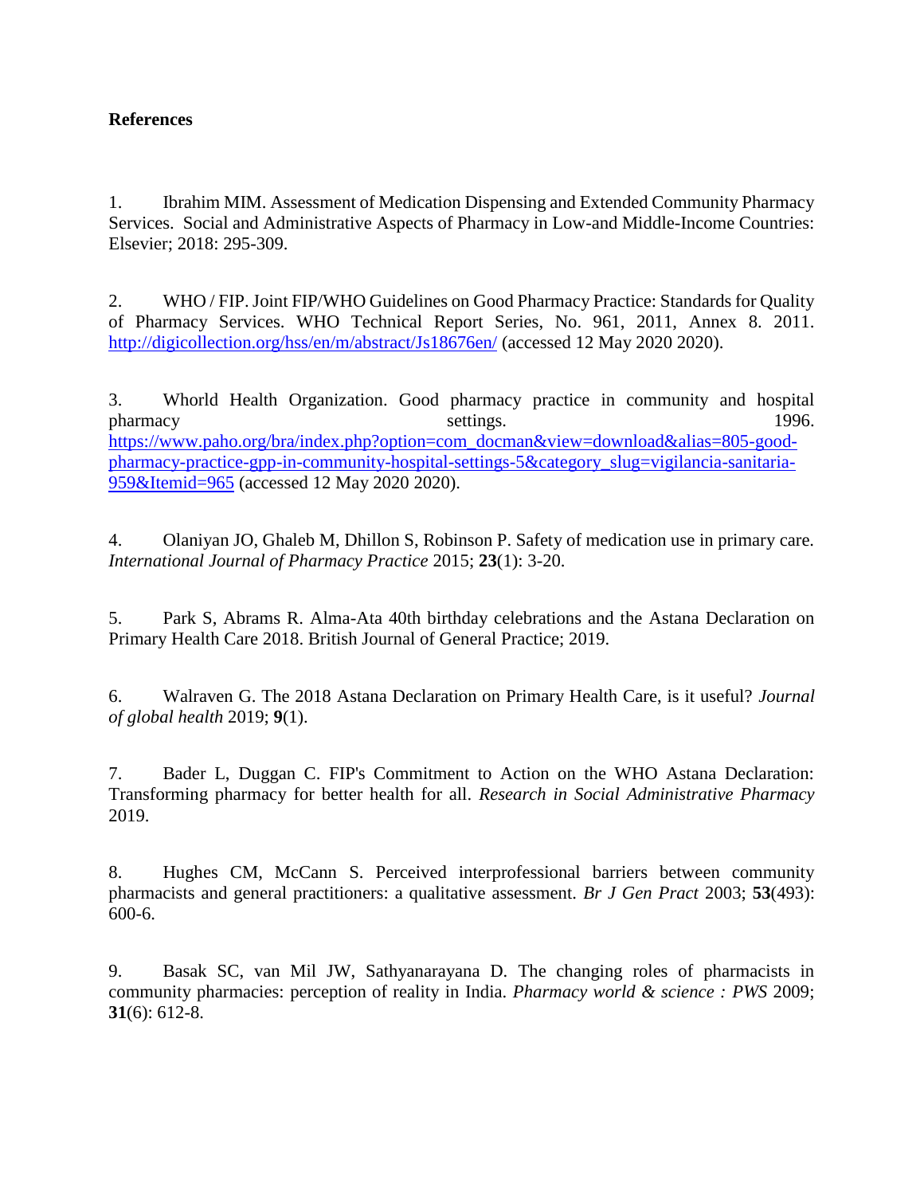**References**

1. Ibrahim MIM. Assessment of Medication Dispensing and Extended Community Pharmacy Services. Social and Administrative Aspects of Pharmacy in Low-and Middle-Income Countries: Elsevier; 2018: 295-309.

2. WHO / FIP. Joint FIP/WHO Guidelines on Good Pharmacy Practice: Standards for Quality of Pharmacy Services. WHO Technical Report Series, No. 961, 2011, Annex 8. 2011. http://digicollection.org/hss/en/m/abstract/Js18676en/ (accessed 12 May 2020 2020).

3. Whorld Health Organization. Good pharmacy practice in community and hospital pharmacy settings. 1996. https://www.paho.org/bra/index.php?option=com_docman&view=download&alias=805-good-pharmacy-practice-gpp-in-community-hospital-settings-5&category_slug=vigilancia-sanitaria-959&Itemid=965 (accessed 12 May 2020 2020).

4. Olaniyan JO, Ghaleb M, Dhillon S, Robinson P. Safety of medication use in primary care. *International Journal of Pharmacy Practice* 2015; **23**(1): 3-20.

5. Park S, Abrams R. Alma-Ata 40th birthday celebrations and the Astana Declaration on Primary Health Care 2018. British Journal of General Practice; 2019.

6. Walraven G. The 2018 Astana Declaration on Primary Health Care, is it useful? *Journal of global health* 2019; **9**(1).

7. Bader L, Duggan C. FIP's Commitment to Action on the WHO Astana Declaration: Transforming pharmacy for better health for all. *Research in Social Administrative Pharmacy* 2019.

8. Hughes CM, McCann S. Perceived interprofessional barriers between community pharmacists and general practitioners: a qualitative assessment. *Br J Gen Pract* 2003; **53**(493): 600-6.

9. Basak SC, van Mil JW, Sathyanarayana D. The changing roles of pharmacists in community pharmacies: perception of reality in India. *Pharmacy world & science : PWS* 2009; **31**(6): 612-8.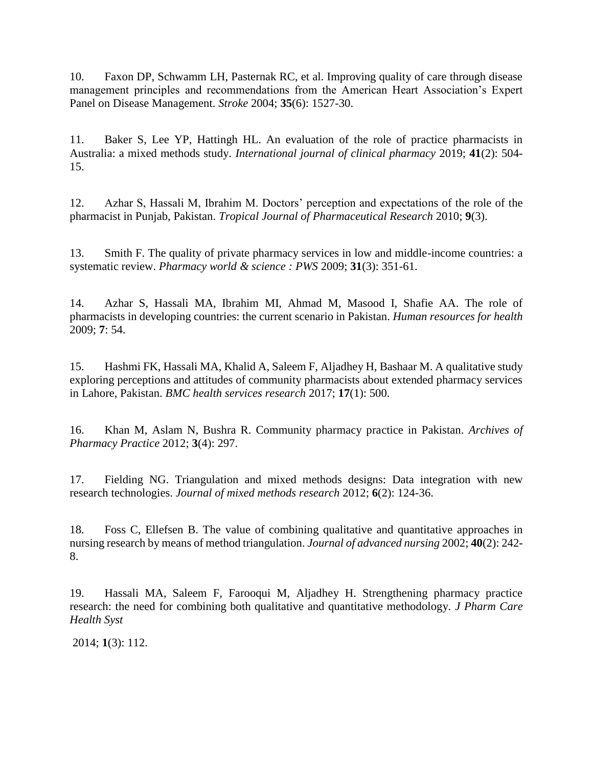10. Faxon DP, Schwamm LH, Pasternak RC, et al. Improving quality of care through disease management principles and recommendations from the American Heart Association's Expert Panel on Disease Management. *Stroke* 2004; **35**(6): 1527-30.

11. Baker S, Lee YP, Hattingh HL. An evaluation of the role of practice pharmacists in Australia: a mixed methods study. *International journal of clinical pharmacy* 2019; **41**(2): 504-15.

12. Azhar S, Hassali M, Ibrahim M. Doctors' perception and expectations of the role of the pharmacist in Punjab, Pakistan. *Tropical Journal of Pharmaceutical Research* 2010; **9**(3).

13. Smith F. The quality of private pharmacy services in low and middle-income countries: a systematic review. *Pharmacy world & science : PWS* 2009; **31**(3): 351-61.

14. Azhar S, Hassali MA, Ibrahim MI, Ahmad M, Masood I, Shafie AA. The role of pharmacists in developing countries: the current scenario in Pakistan. *Human resources for health* 2009; **7**: 54.

15. Hashmi FK, Hassali MA, Khalid A, Saleem F, Aljadhey H, Bashaar M. A qualitative study exploring perceptions and attitudes of community pharmacists about extended pharmacy services in Lahore, Pakistan. *BMC health services research* 2017; **17**(1): 500.

16. Khan M, Aslam N, Bushra R. Community pharmacy practice in Pakistan. *Archives of Pharmacy Practice* 2012; **3**(4): 297.

17. Fielding NG. Triangulation and mixed methods designs: Data integration with new research technologies. *Journal of mixed methods research* 2012; **6**(2): 124-36.

18. Foss C, Ellefsen B. The value of combining qualitative and quantitative approaches in nursing research by means of method triangulation. *Journal of advanced nursing* 2002; **40**(2): 242-8.

19. Hassali MA, Saleem F, Farooqui M, Aljadhey H. Strengthening pharmacy practice research: the need for combining both qualitative and quantitative methodology. *J Pharm Care Health Syst*

2014; **1**(3): 112.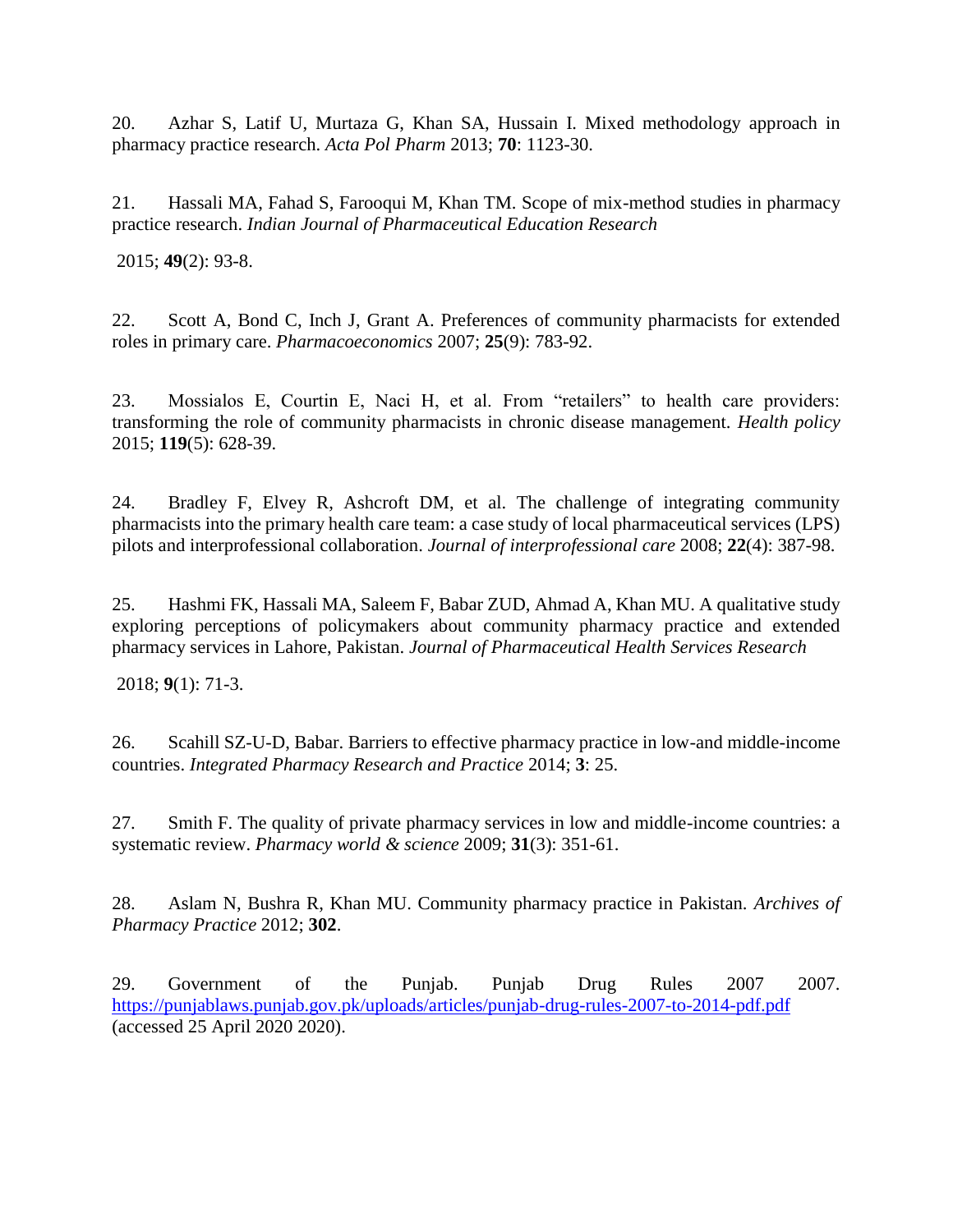20. Azhar S, Latif U, Murtaza G, Khan SA, Hussain I. Mixed methodology approach in pharmacy practice research. *Acta Pol Pharm* 2013; **70**: 1123-30.

21. Hassali MA, Fahad S, Farooqui M, Khan TM. Scope of mix-method studies in pharmacy practice research. *Indian Journal of Pharmaceutical Education Research* 2015; **49**(2): 93-8.

22. Scott A, Bond C, Inch J, Grant A. Preferences of community pharmacists for extended roles in primary care. *Pharmacoeconomics* 2007; **25**(9): 783-92.

23. Mossialos E, Courtin E, Naci H, et al. From "retailers" to health care providers: transforming the role of community pharmacists in chronic disease management. *Health policy* 2015; **119**(5): 628-39.

24. Bradley F, Elvey R, Ashcroft DM, et al. The challenge of integrating community pharmacists into the primary health care team: a case study of local pharmaceutical services (LPS) pilots and interprofessional collaboration. *Journal of interprofessional care* 2008; **22**(4): 387-98.

25. Hashmi FK, Hassali MA, Saleem F, Babar ZUD, Ahmad A, Khan MU. A qualitative study exploring perceptions of policymakers about community pharmacy practice and extended pharmacy services in Lahore, Pakistan. *Journal of Pharmaceutical Health Services Research* 2018; **9**(1): 71-3.

26. Scahill SZ-U-D, Babar. Barriers to effective pharmacy practice in low-and middle-income countries. *Integrated Pharmacy Research and Practice* 2014; **3**: 25.

27. Smith F. The quality of private pharmacy services in low and middle-income countries: a systematic review. *Pharmacy world & science* 2009; **31**(3): 351-61.

28. Aslam N, Bushra R, Khan MU. Community pharmacy practice in Pakistan. *Archives of Pharmacy Practice* 2012; **302**.

29. Government of the Punjab. Punjab Drug Rules 2007 2007. https://punjablaws.punjab.gov.pk/uploads/articles/punjab-drug-rules-2007-to-2014-pdf.pdf (accessed 25 April 2020 2020).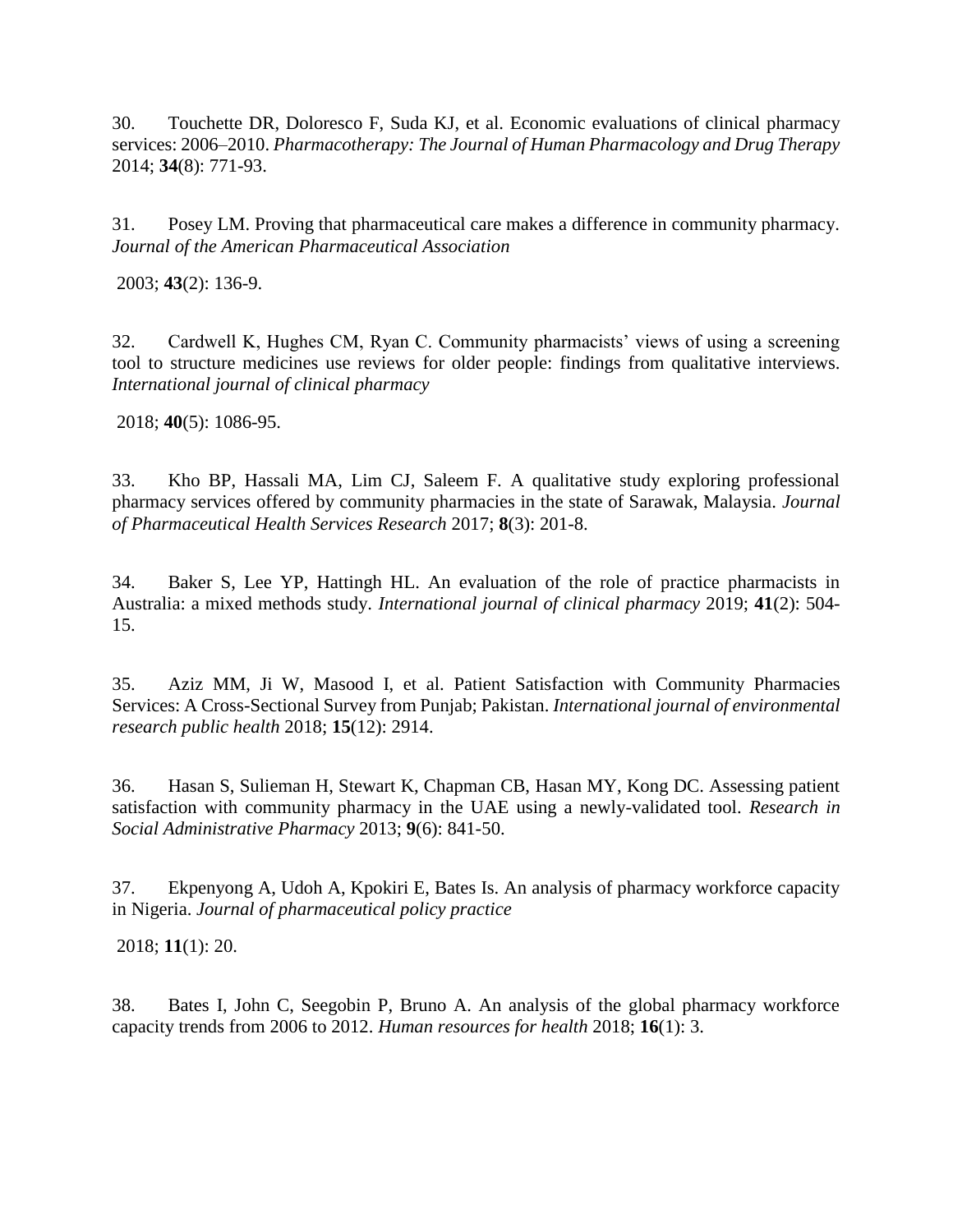30. Touchette DR, Doloresco F, Suda KJ, et al. Economic evaluations of clinical pharmacy services: 2006–2010. *Pharmacotherapy: The Journal of Human Pharmacology and Drug Therapy* 2014; **34**(8): 771-93.

31. Posey LM. Proving that pharmaceutical care makes a difference in community pharmacy. *Journal of the American Pharmaceutical Association* 2003; **43**(2): 136-9.

32. Cardwell K, Hughes CM, Ryan C. Community pharmacists' views of using a screening tool to structure medicines use reviews for older people: findings from qualitative interviews. *International journal of clinical pharmacy* 2018; **40**(5): 1086-95.

33. Kho BP, Hassali MA, Lim CJ, Saleem F. A qualitative study exploring professional pharmacy services offered by community pharmacies in the state of Sarawak, Malaysia. *Journal of Pharmaceutical Health Services Research* 2017; **8**(3): 201-8.

34. Baker S, Lee YP, Hattingh HL. An evaluation of the role of practice pharmacists in Australia: a mixed methods study. *International journal of clinical pharmacy* 2019; **41**(2): 504-15.

35. Aziz MM, Ji W, Masood I, et al. Patient Satisfaction with Community Pharmacies Services: A Cross-Sectional Survey from Punjab; Pakistan. *International journal of environmental research public health* 2018; **15**(12): 2914.

36. Hasan S, Sulieman H, Stewart K, Chapman CB, Hasan MY, Kong DC. Assessing patient satisfaction with community pharmacy in the UAE using a newly-validated tool. *Research in Social Administrative Pharmacy* 2013; **9**(6): 841-50.

37. Ekpenyong A, Udoh A, Kpokiri E, Bates Is. An analysis of pharmacy workforce capacity in Nigeria. *Journal of pharmaceutical policy practice* 2018; **11**(1): 20.

38. Bates I, John C, Seegobin P, Bruno A. An analysis of the global pharmacy workforce capacity trends from 2006 to 2012. *Human resources for health* 2018; **16**(1): 3.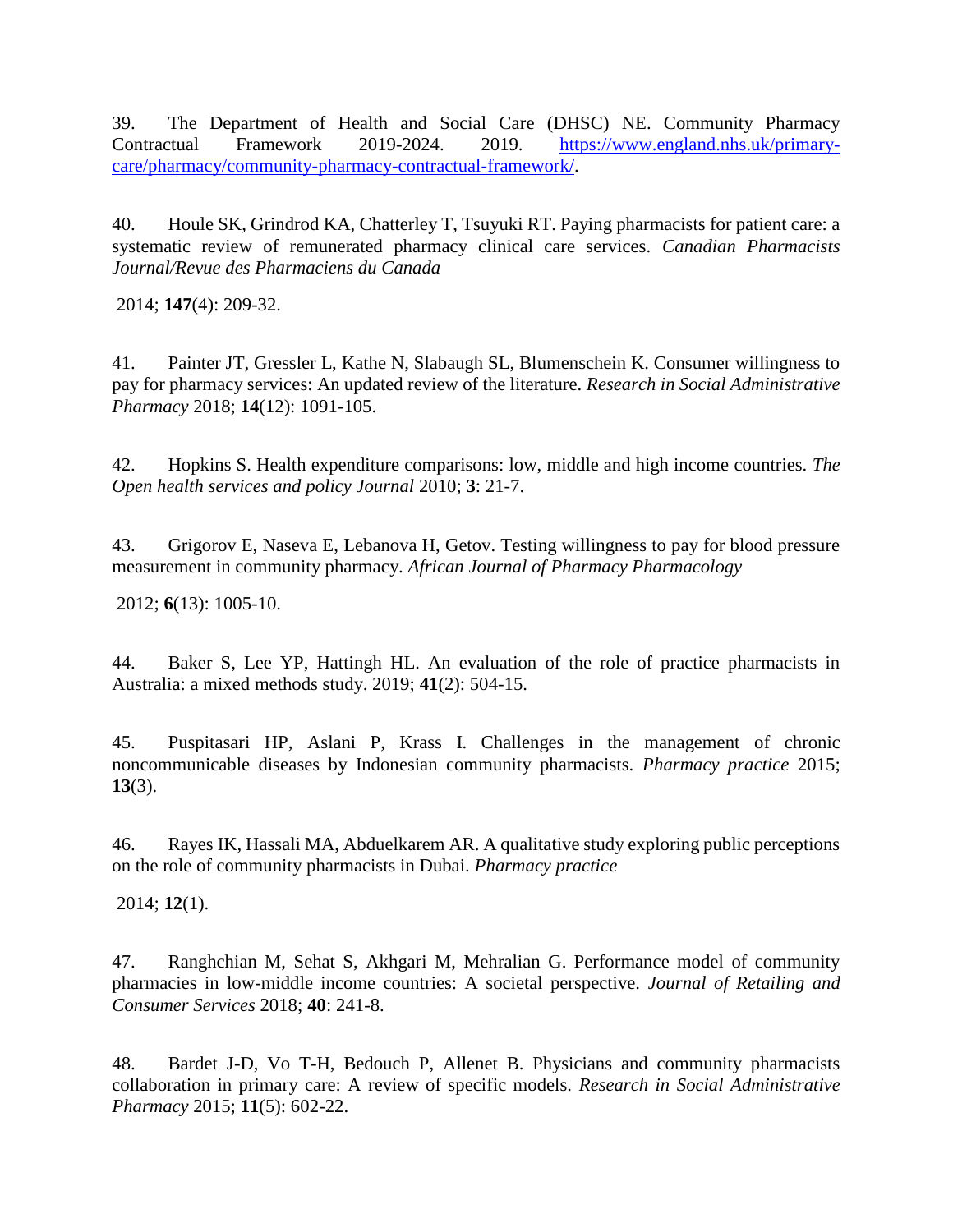39. The Department of Health and Social Care (DHSC) NE. Community Pharmacy Contractual Framework 2019-2024. 2019. https://www.england.nhs.uk/primary-care/pharmacy/community-pharmacy-contractual-framework/.

40. Houle SK, Grindrod KA, Chatterley T, Tsuyuki RT. Paying pharmacists for patient care: a systematic review of remunerated pharmacy clinical care services. *Canadian Pharmacists Journal/Revue des Pharmaciens du Canada* 2014; **147**(4): 209-32.

41. Painter JT, Gressler L, Kathe N, Slabaugh SL, Blumenschein K. Consumer willingness to pay for pharmacy services: An updated review of the literature. *Research in Social Administrative Pharmacy* 2018; **14**(12): 1091-105.

42. Hopkins S. Health expenditure comparisons: low, middle and high income countries. *The Open health services and policy Journal* 2010; **3**: 21-7.

43. Grigorov E, Naseva E, Lebanova H, Getov. Testing willingness to pay for blood pressure measurement in community pharmacy. *African Journal of Pharmacy Pharmacology* 2012; **6**(13): 1005-10.

44. Baker S, Lee YP, Hattingh HL. An evaluation of the role of practice pharmacists in Australia: a mixed methods study. 2019; **41**(2): 504-15.

45. Puspitasari HP, Aslani P, Krass I. Challenges in the management of chronic noncommunicable diseases by Indonesian community pharmacists. *Pharmacy practice* 2015; **13**(3).

46. Rayes IK, Hassali MA, Abduelkarem AR. A qualitative study exploring public perceptions on the role of community pharmacists in Dubai. *Pharmacy practice* 2014; **12**(1).

47. Ranghchian M, Sehat S, Akhgari M, Mehralian G. Performance model of community pharmacies in low-middle income countries: A societal perspective. *Journal of Retailing and Consumer Services* 2018; **40**: 241-8.

48. Bardet J-D, Vo T-H, Bedouch P, Allenet B. Physicians and community pharmacists collaboration in primary care: A review of specific models. *Research in Social Administrative Pharmacy* 2015; **11**(5): 602-22.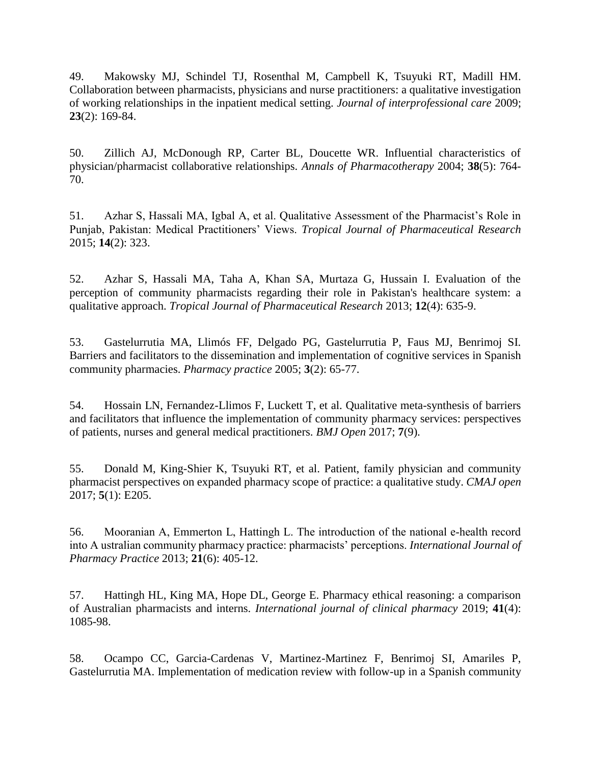49. Makowsky MJ, Schindel TJ, Rosenthal M, Campbell K, Tsuyuki RT, Madill HM. Collaboration between pharmacists, physicians and nurse practitioners: a qualitative investigation of working relationships in the inpatient medical setting. *Journal of interprofessional care* 2009; **23**(2): 169-84.

50. Zillich AJ, McDonough RP, Carter BL, Doucette WR. Influential characteristics of physician/pharmacist collaborative relationships. *Annals of Pharmacotherapy* 2004; **38**(5): 764-70.

51. Azhar S, Hassali MA, Igbal A, et al. Qualitative Assessment of the Pharmacist's Role in Punjab, Pakistan: Medical Practitioners' Views. *Tropical Journal of Pharmaceutical Research* 2015; **14**(2): 323.

52. Azhar S, Hassali MA, Taha A, Khan SA, Murtaza G, Hussain I. Evaluation of the perception of community pharmacists regarding their role in Pakistan's healthcare system: a qualitative approach. *Tropical Journal of Pharmaceutical Research* 2013; **12**(4): 635-9.

53. Gastelurrutia MA, Llimós FF, Delgado PG, Gastelurrutia P, Faus MJ, Benrimoj SI. Barriers and facilitators to the dissemination and implementation of cognitive services in Spanish community pharmacies. *Pharmacy practice* 2005; **3**(2): 65-77.

54. Hossain LN, Fernandez-Llimos F, Luckett T, et al. Qualitative meta-synthesis of barriers and facilitators that influence the implementation of community pharmacy services: perspectives of patients, nurses and general medical practitioners. *BMJ Open* 2017; **7**(9).

55. Donald M, King-Shier K, Tsuyuki RT, et al. Patient, family physician and community pharmacist perspectives on expanded pharmacy scope of practice: a qualitative study. *CMAJ open* 2017; **5**(1): E205.

56. Mooranian A, Emmerton L, Hattingh L. The introduction of the national e-health record into A ustralian community pharmacy practice: pharmacists' perceptions. *International Journal of Pharmacy Practice* 2013; **21**(6): 405-12.

57. Hattingh HL, King MA, Hope DL, George E. Pharmacy ethical reasoning: a comparison of Australian pharmacists and interns. *International journal of clinical pharmacy* 2019; **41**(4): 1085-98.

58. Ocampo CC, Garcia-Cardenas V, Martinez-Martinez F, Benrimoj SI, Amariles P, Gastelurrutia MA. Implementation of medication review with follow-up in a Spanish community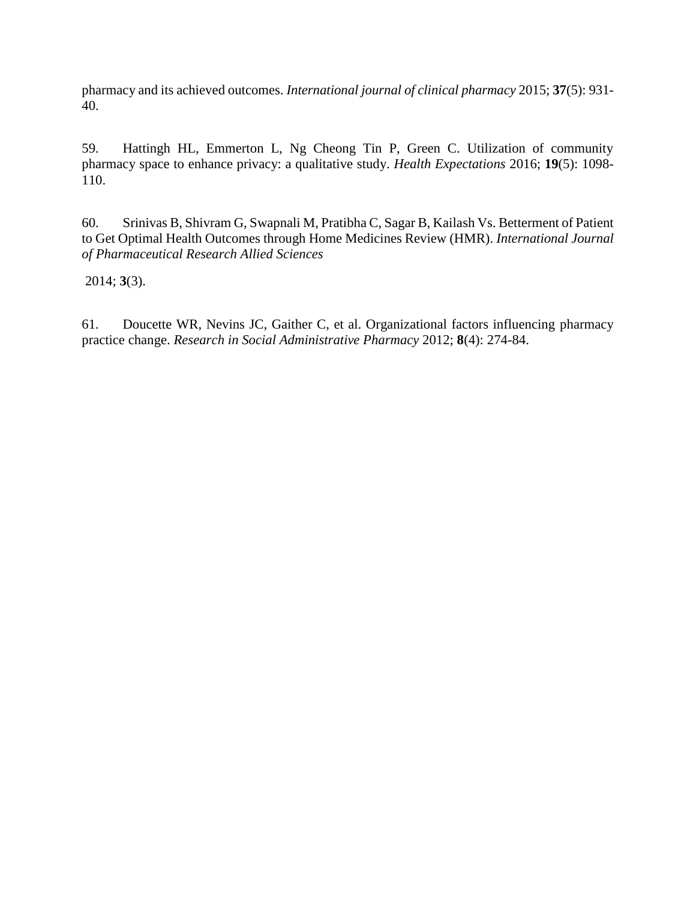pharmacy and its achieved outcomes. *International journal of clinical pharmacy* 2015; **37**(5): 931-40.

59. Hattingh HL, Emmerton L, Ng Cheong Tin P, Green C. Utilization of community pharmacy space to enhance privacy: a qualitative study. *Health Expectations* 2016; **19**(5): 1098-110.

60. Srinivas B, Shivram G, Swapnali M, Pratibha C, Sagar B, Kailash Vs. Betterment of Patient to Get Optimal Health Outcomes through Home Medicines Review (HMR). *International Journal of Pharmaceutical Research Allied Sciences*

2014; **3**(3).

61. Doucette WR, Nevins JC, Gaither C, et al. Organizational factors influencing pharmacy practice change. *Research in Social Administrative Pharmacy* 2012; **8**(4): 274-84.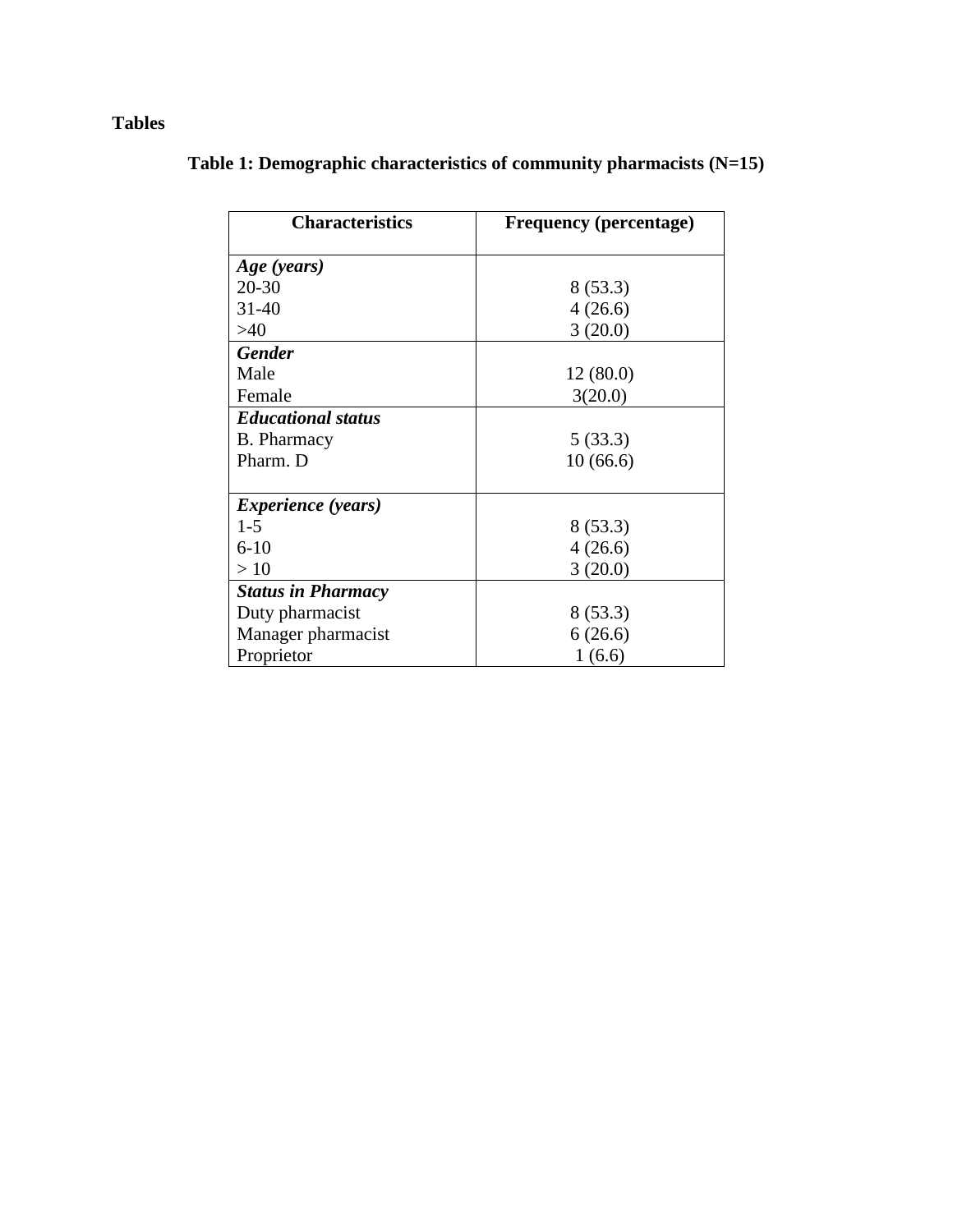**Tables**

**Table 1: Demographic characteristics of community pharmacists (N=15)**

| Characteristics | Frequency (percentage) |
|---|---|
| ***Age (years)*** | |
| 20-30 | 8 (53.3) |
| 31-40 | 4 (26.6) |
| >40 | 3 (20.0) |
| ***Gender*** | |
| Male | 12 (80.0) |
| Female | 3(20.0) |
| ***Educational status*** | |
| B. Pharmacy | 5 (33.3) |
| Pharm. D | 10 (66.6) |
| ***Experience (years)*** | |
| 1-5 | 8 (53.3) |
| 6-10 | 4 (26.6) |
| > 10 | 3 (20.0) |
| ***Status in Pharmacy*** | |
| Duty pharmacist | 8 (53.3) |
| Manager pharmacist | 6 (26.6) |
| Proprietor | 1 (6.6) |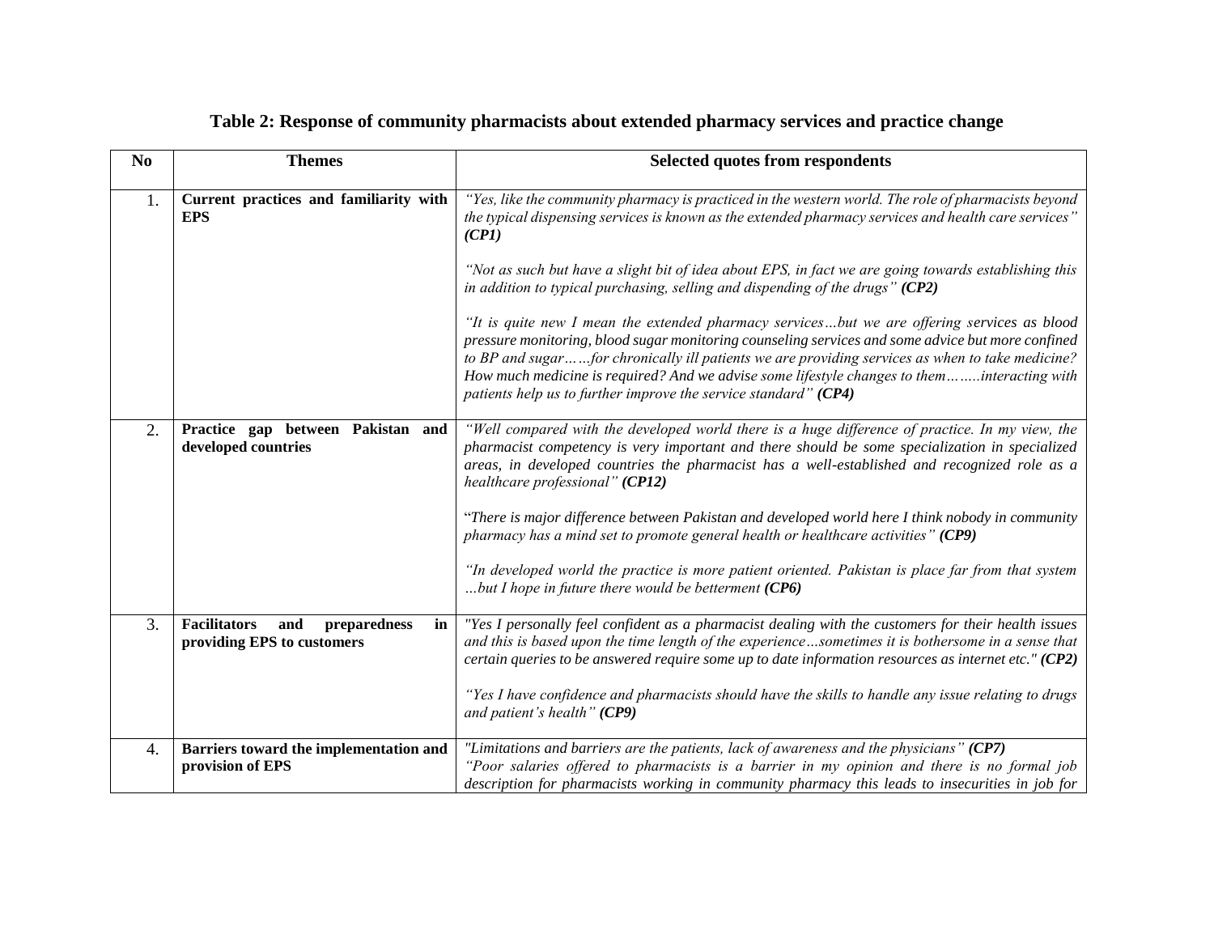**Table 2: Response of community pharmacists about extended pharmacy services and practice change**

| No | Themes | Selected quotes from respondents |
|---|---|---|
| 1. | **Current practices and familiarity with EPS** | *"Yes, like the community pharmacy is practiced in the western world. The role of pharmacists beyond the typical dispensing services is known as the extended pharmacy services and health care services" **(CP1)***<br><br>*"Not as such but have a slight bit of idea about EPS, in fact we are going towards establishing this in addition to typical purchasing, selling and dispending of the drugs" **(CP2)***<br><br>*"It is quite new I mean the extended pharmacy services…but we are offering services as blood pressure monitoring, blood sugar monitoring counseling services and some advice but more confined to BP and sugar……for chronically ill patients we are providing services as when to take medicine? How much medicine is required? And we advise some lifestyle changes to them……interacting with patients help us to further improve the service standard" **(CP4)*** |
| 2. | **Practice gap between Pakistan and developed countries** | *"Well compared with the developed world there is a huge difference of practice. In my view, the pharmacist competency is very important and there should be some specialization in specialized areas, in developed countries the pharmacist has a well-established and recognized role as a healthcare professional" **(CP12)***<br><br>"*There is major difference between Pakistan and developed world here I think nobody in community pharmacy has a mind set to promote general health or healthcare activities" **(CP9)***<br><br>*"In developed world the practice is more patient oriented. Pakistan is place far from that system …but I hope in future there would be betterment **(CP6)*** |
| 3. | **Facilitators and preparedness in providing EPS to customers** | *"Yes I personally feel confident as a pharmacist dealing with the customers for their health issues and this is based upon the time length of the experience…sometimes it is bothersome in a sense that certain queries to be answered require some up to date information resources as internet etc." **(CP2)***<br><br>*"Yes I have confidence and pharmacists should have the skills to handle any issue relating to drugs and patient's health" **(CP9)*** |
| 4. | **Barriers toward the implementation and provision of EPS** | *"Limitations and barriers are the patients, lack of awareness and the physicians" **(CP7)***<br>*"Poor salaries offered to pharmacists is a barrier in my opinion and there is no formal job description for pharmacists working in community pharmacy this leads to insecurities in job for* |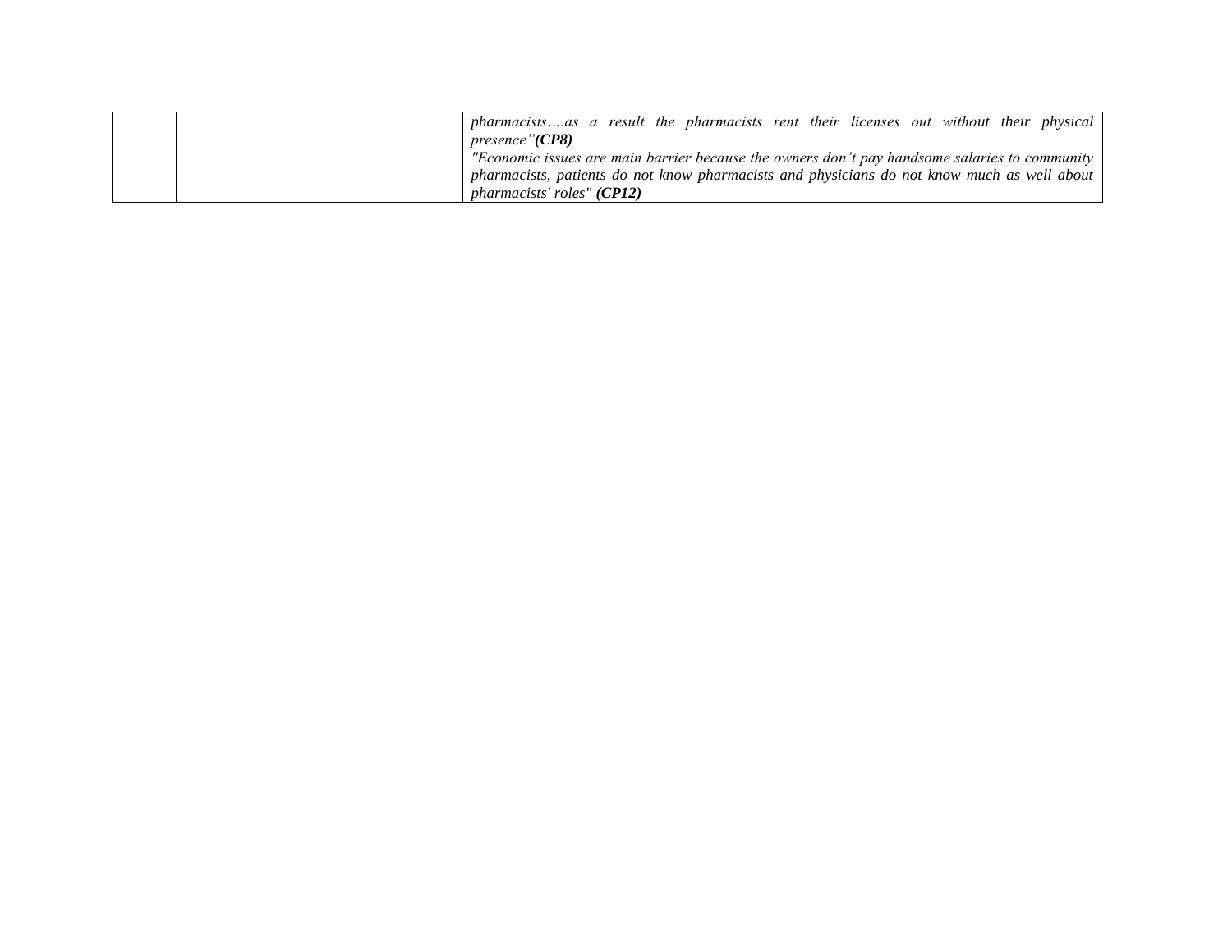| | | |
|---|---|---|
| | | *pharmacists….as a result the pharmacists rent their licenses out without their physical presence"**(CP8)***<br>*"Economic issues are main barrier because the owners don't pay handsome salaries to community pharmacists, patients do not know pharmacists and physicians do not know much as well about pharmacists' roles" **(CP12)*** |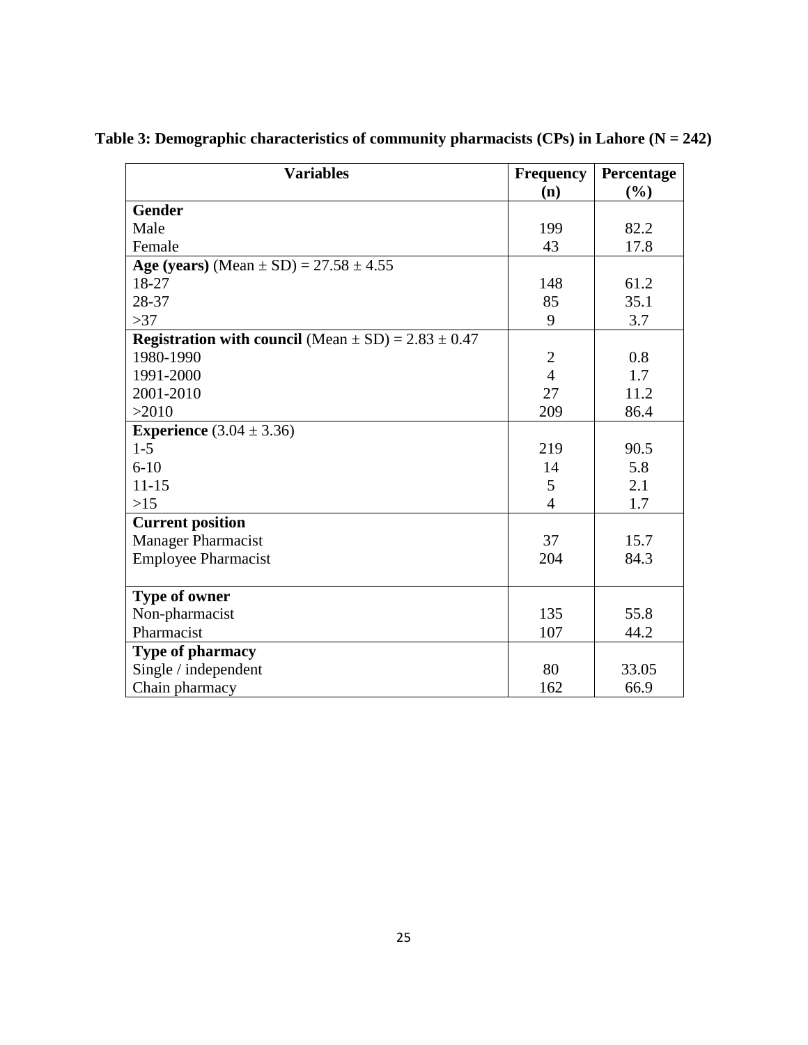**Table 3: Demographic characteristics of community pharmacists (CPs) in Lahore (N = 242)**

| Variables | Frequency (n) | Percentage (%) |
|---|---|---|
| **Gender** | | |
| Male | 199 | 82.2 |
| Female | 43 | 17.8 |
| **Age (years)** (Mean ± SD) = 27.58 ± 4.55 | | |
| 18-27 | 148 | 61.2 |
| 28-37 | 85 | 35.1 |
| >37 | 9 | 3.7 |
| **Registration with council** (Mean ± SD) = 2.83 ± 0.47 | | |
| 1980-1990 | 2 | 0.8 |
| 1991-2000 | 4 | 1.7 |
| 2001-2010 | 27 | 11.2 |
| >2010 | 209 | 86.4 |
| **Experience** (3.04 ± 3.36) | | |
| 1-5 | 219 | 90.5 |
| 6-10 | 14 | 5.8 |
| 11-15 | 5 | 2.1 |
| >15 | 4 | 1.7 |
| **Current position** | | |
| Manager Pharmacist | 37 | 15.7 |
| Employee Pharmacist | 204 | 84.3 |
| **Type of owner** | | |
| Non-pharmacist | 135 | 55.8 |
| Pharmacist | 107 | 44.2 |
| **Type of pharmacy** | | |
| Single / independent | 80 | 33.05 |
| Chain pharmacy | 162 | 66.9 |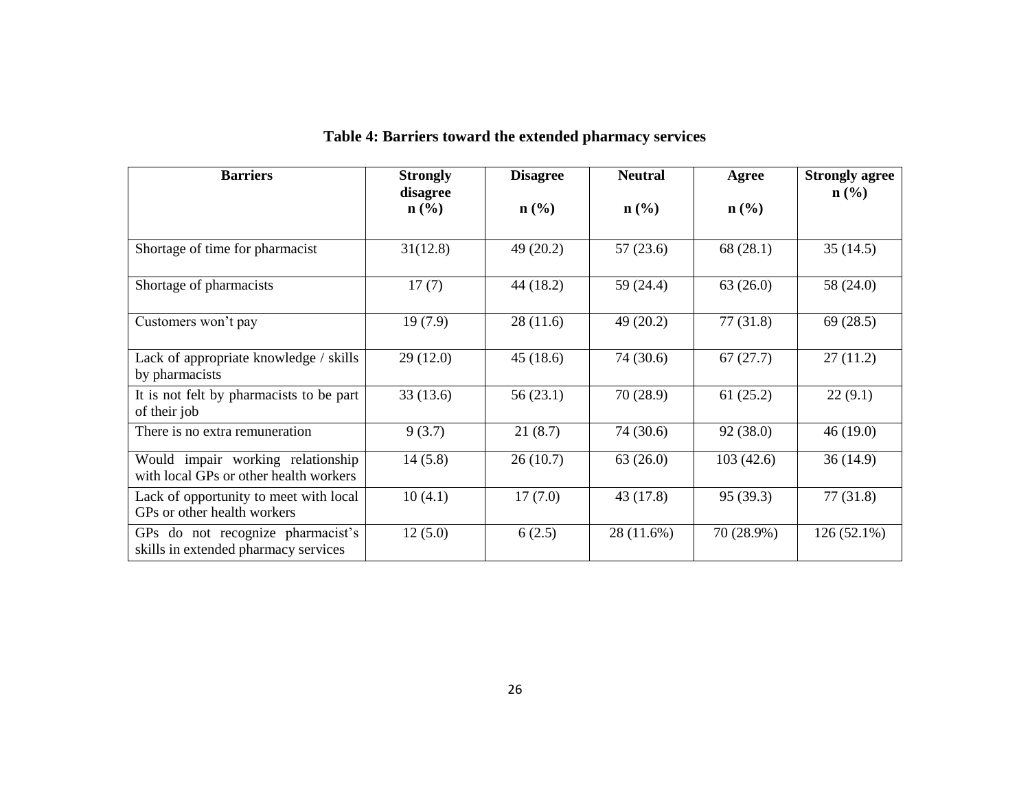**Table 4: Barriers toward the extended pharmacy services**

| Barriers | Strongly disagree n (%) | Disagree n (%) | Neutral n (%) | Agree n (%) | Strongly agree n (%) |
|---|---|---|---|---|---|
| Shortage of time for pharmacist | 31(12.8) | 49 (20.2) | 57 (23.6) | 68 (28.1) | 35 (14.5) |
| Shortage of pharmacists | 17 (7) | 44 (18.2) | 59 (24.4) | 63 (26.0) | 58 (24.0) |
| Customers won't pay | 19 (7.9) | 28 (11.6) | 49 (20.2) | 77 (31.8) | 69 (28.5) |
| Lack of appropriate knowledge / skills by pharmacists | 29 (12.0) | 45 (18.6) | 74 (30.6) | 67 (27.7) | 27 (11.2) |
| It is not felt by pharmacists to be part of their job | 33 (13.6) | 56 (23.1) | 70 (28.9) | 61 (25.2) | 22 (9.1) |
| There is no extra remuneration | 9 (3.7) | 21 (8.7) | 74 (30.6) | 92 (38.0) | 46 (19.0) |
| Would impair working relationship with local GPs or other health workers | 14 (5.8) | 26 (10.7) | 63 (26.0) | 103 (42.6) | 36 (14.9) |
| Lack of opportunity to meet with local GPs or other health workers | 10 (4.1) | 17 (7.0) | 43 (17.8) | 95 (39.3) | 77 (31.8) |
| GPs do not recognize pharmacist's skills in extended pharmacy services | 12 (5.0) | 6 (2.5) | 28 (11.6%) | 70 (28.9%) | 126 (52.1%) |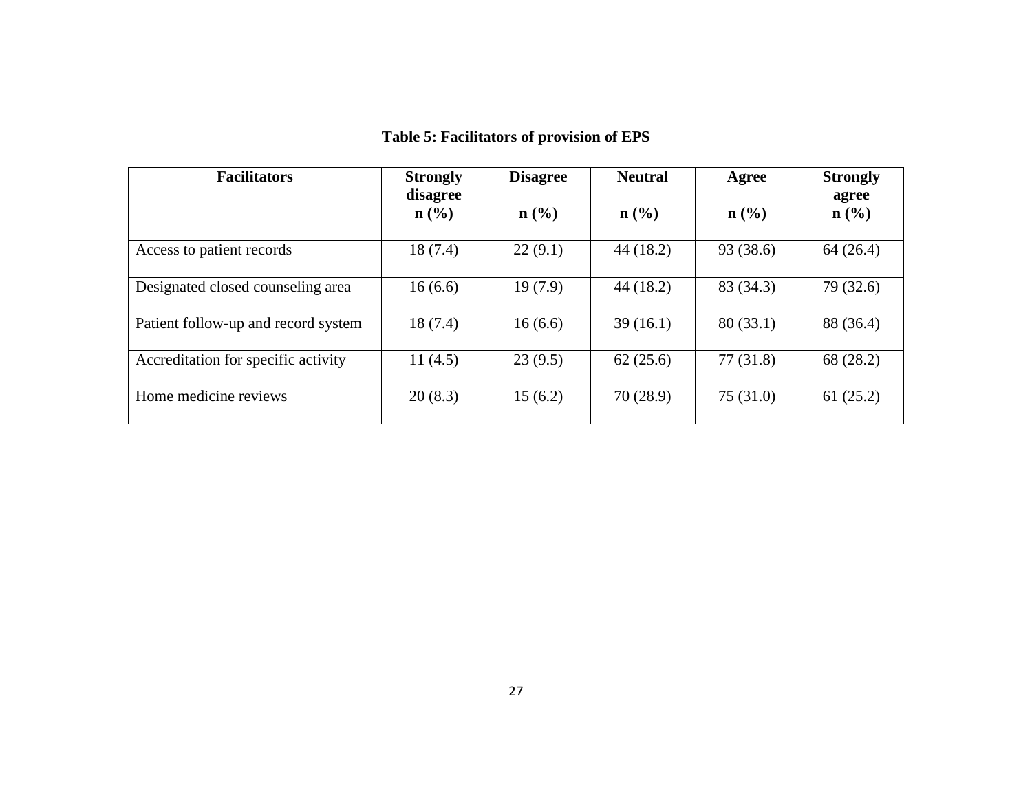**Table 5: Facilitators of provision of EPS**

| Facilitators | Strongly disagree n (%) | Disagree n (%) | Neutral n (%) | Agree n (%) | Strongly agree n (%) |
|---|---|---|---|---|---|
| Access to patient records | 18 (7.4) | 22 (9.1) | 44 (18.2) | 93 (38.6) | 64 (26.4) |
| Designated closed counseling area | 16 (6.6) | 19 (7.9) | 44 (18.2) | 83 (34.3) | 79 (32.6) |
| Patient follow-up and record system | 18 (7.4) | 16 (6.6) | 39 (16.1) | 80 (33.1) | 88 (36.4) |
| Accreditation for specific activity | 11 (4.5) | 23 (9.5) | 62 (25.6) | 77 (31.8) | 68 (28.2) |
| Home medicine reviews | 20 (8.3) | 15 (6.2) | 70 (28.9) | 75 (31.0) | 61 (25.2) |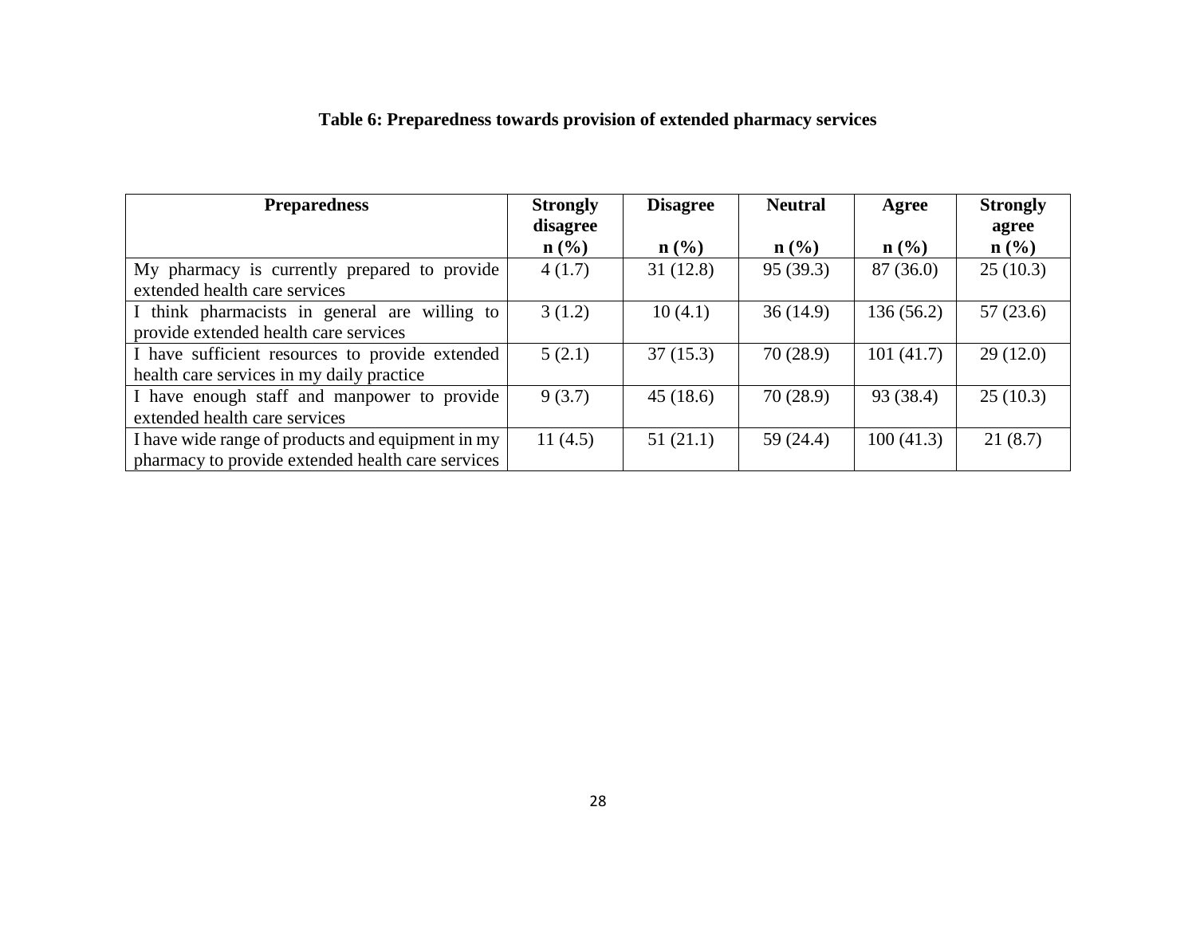**Table 6: Preparedness towards provision of extended pharmacy services**

| Preparedness | Strongly disagree n (%) | Disagree n (%) | Neutral n (%) | Agree n (%) | Strongly agree n (%) |
|---|---|---|---|---|---|
| My pharmacy is currently prepared to provide extended health care services | 4 (1.7) | 31 (12.8) | 95 (39.3) | 87 (36.0) | 25 (10.3) |
| I think pharmacists in general are willing to provide extended health care services | 3 (1.2) | 10 (4.1) | 36 (14.9) | 136 (56.2) | 57 (23.6) |
| I have sufficient resources to provide extended health care services in my daily practice | 5 (2.1) | 37 (15.3) | 70 (28.9) | 101 (41.7) | 29 (12.0) |
| I have enough staff and manpower to provide extended health care services | 9 (3.7) | 45 (18.6) | 70 (28.9) | 93 (38.4) | 25 (10.3) |
| I have wide range of products and equipment in my pharmacy to provide extended health care services | 11 (4.5) | 51 (21.1) | 59 (24.4) | 100 (41.3) | 21 (8.7) |